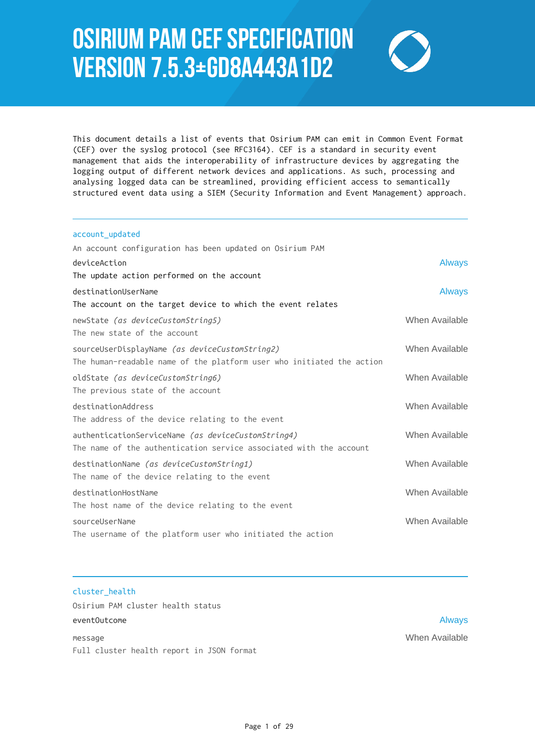# OSIRIUM PAM CEF SPECIFICATION VERSION 7.5.3±GD8A443A1D2

This document details a list of events that Osirium PAM can emit in Common Event Format (CEF) over the syslog protocol (see RFC3164). CEF is a standard in security event management that aids the interoperability of infrastructure devices by aggregating the logging output of different network devices and applications. As such, processing and analysing logged data can be streamlined, providing efficient access to semantically structured event data using a SIEM (Security Information and Event Management) approach.

---

## account_updated

An account configuration has been updated on Osirium PAM

| Field | Availability |
|---|---|
| deviceAction<br>The update action performed on the account | Always |
| destinationUserName<br>The account on the target device to which the event relates | Always |
| newState *(as deviceCustomString5)*<br>The new state of the account | When Available |
| sourceUserDisplayName *(as deviceCustomString2)*<br>The human-readable name of the platform user who initiated the action | When Available |
| oldState *(as deviceCustomString6)*<br>The previous state of the account | When Available |
| destinationAddress<br>The address of the device relating to the event | When Available |
| authenticationServiceName *(as deviceCustomString4)*<br>The name of the authentication service associated with the account | When Available |
| destinationName *(as deviceCustomString1)*<br>The name of the device relating to the event | When Available |
| destinationHostName<br>The host name of the device relating to the event | When Available |
| sourceUserName<br>The username of the platform user who initiated the action | When Available |

---

## cluster_health

Osirium PAM cluster health status

| Field | Availability |
|---|---|
| eventOutcome | Always |
| message<br>Full cluster health report in JSON format | When Available |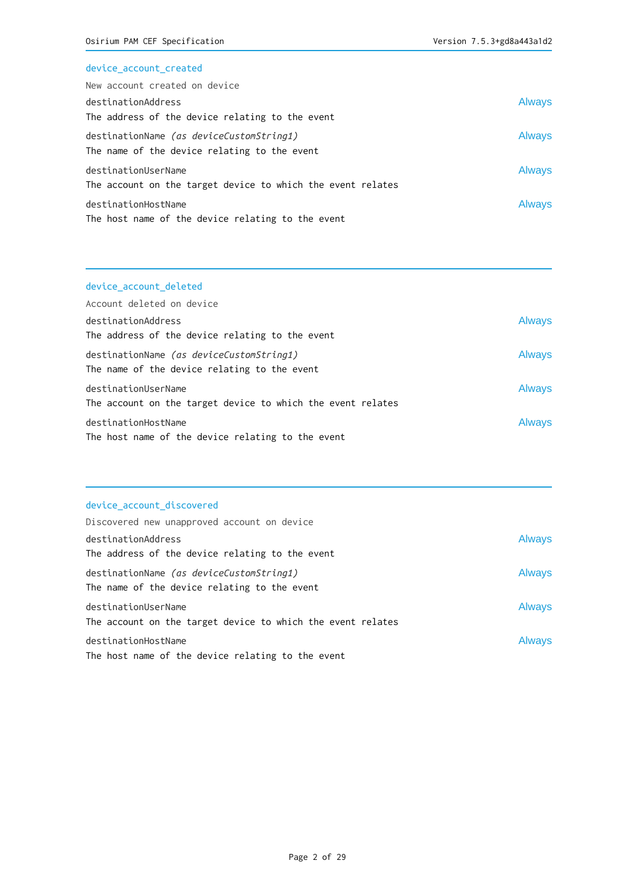## device_account_created

New account created on device

destinationAddress — Always
The address of the device relating to the event

destinationName *(as deviceCustomString1)* — Always
The name of the device relating to the event

destinationUserName — Always
The account on the target device to which the event relates

destinationHostName — Always
The host name of the device relating to the event

---

## device_account_deleted

Account deleted on device

destinationAddress — Always
The address of the device relating to the event

destinationName *(as deviceCustomString1)* — Always
The name of the device relating to the event

destinationUserName — Always
The account on the target device to which the event relates

destinationHostName — Always
The host name of the device relating to the event

---

## device_account_discovered

Discovered new unapproved account on device

destinationAddress — Always
The address of the device relating to the event

destinationName *(as deviceCustomString1)* — Always
The name of the device relating to the event

destinationUserName — Always
The account on the target device to which the event relates

destinationHostName — Always
The host name of the device relating to the event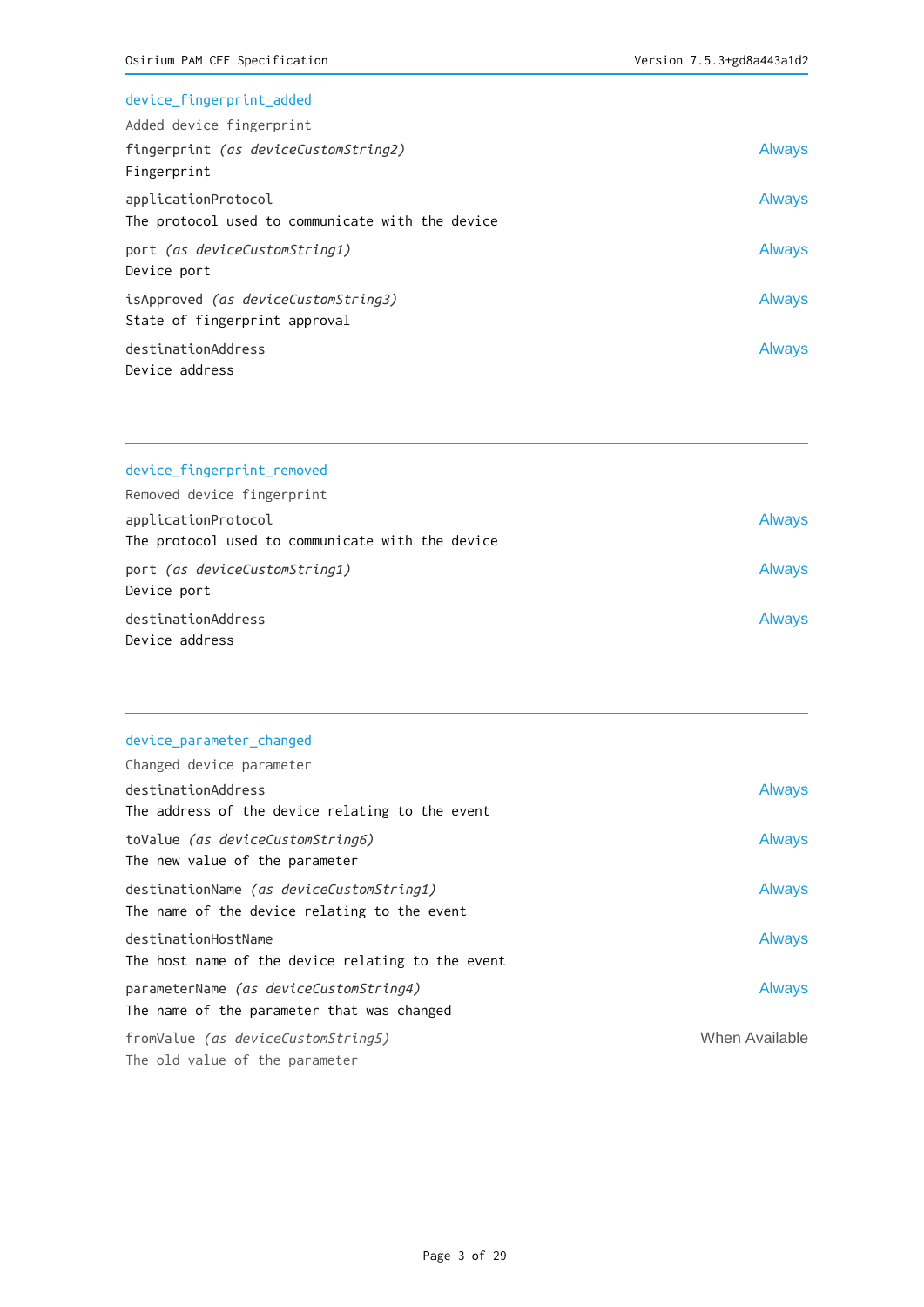## device_fingerprint_added

Added device fingerprint

| Field | Presence |
| --- | --- |
| fingerprint *(as deviceCustomString2)*<br>Fingerprint | Always |
| applicationProtocol<br>The protocol used to communicate with the device | Always |
| port *(as deviceCustomString1)*<br>Device port | Always |
| isApproved *(as deviceCustomString3)*<br>State of fingerprint approval | Always |
| destinationAddress<br>Device address | Always |

---

## device_fingerprint_removed

Removed device fingerprint

| Field | Presence |
| --- | --- |
| applicationProtocol<br>The protocol used to communicate with the device | Always |
| port *(as deviceCustomString1)*<br>Device port | Always |
| destinationAddress<br>Device address | Always |

---

## device_parameter_changed

Changed device parameter

| Field | Presence |
| --- | --- |
| destinationAddress<br>The address of the device relating to the event | Always |
| toValue *(as deviceCustomString6)*<br>The new value of the parameter | Always |
| destinationName *(as deviceCustomString1)*<br>The name of the device relating to the event | Always |
| destinationHostName<br>The host name of the device relating to the event | Always |
| parameterName *(as deviceCustomString4)*<br>The name of the parameter that was changed | Always |
| fromValue *(as deviceCustomString5)*<br>The old value of the parameter | When Available |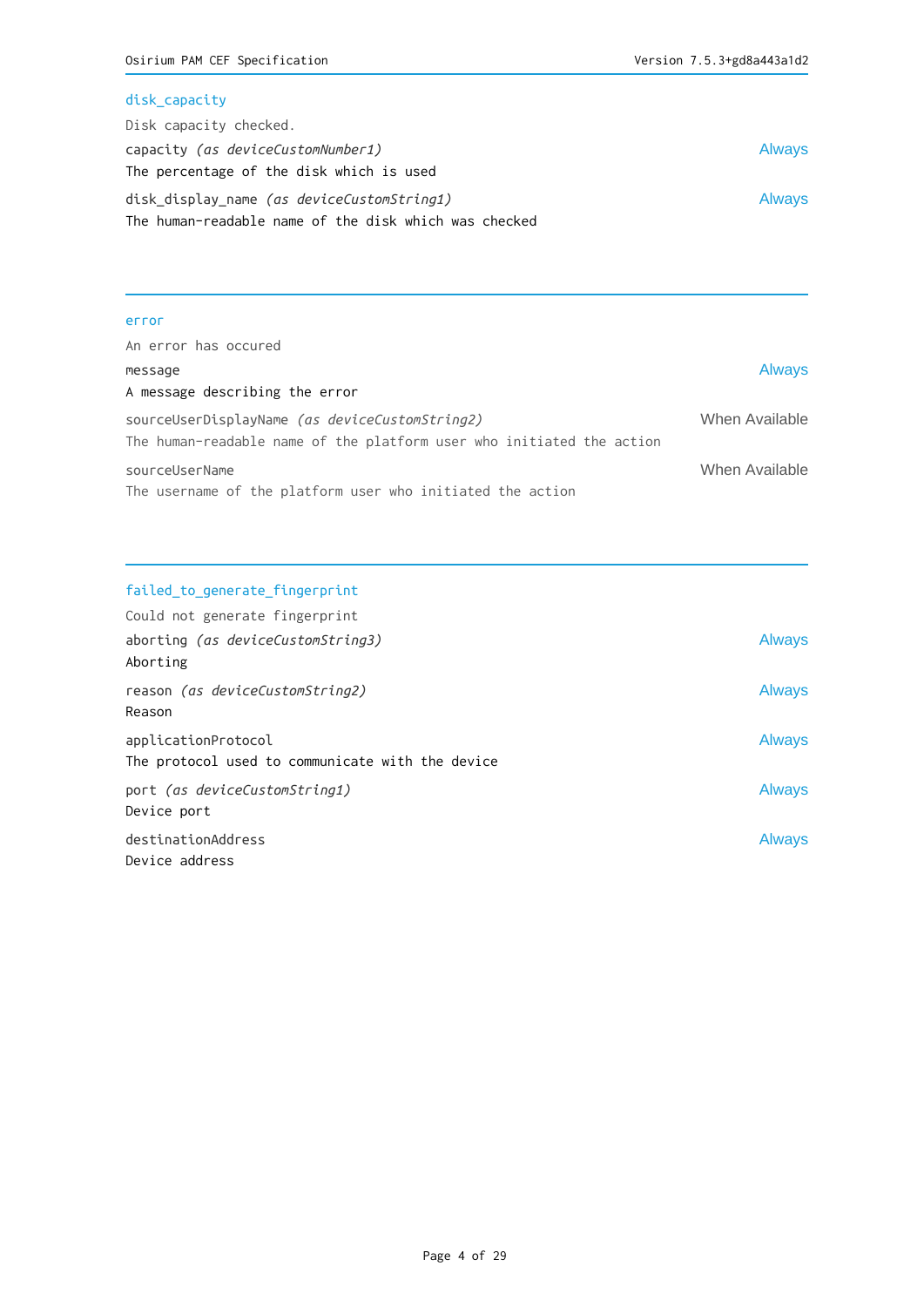## disk_capacity

Disk capacity checked.

capacity *(as deviceCustomNumber1)* — Always
The percentage of the disk which is used

disk_display_name *(as deviceCustomString1)* — Always
The human-readable name of the disk which was checked

---

## error

An error has occured

message — Always
A message describing the error

sourceUserDisplayName *(as deviceCustomString2)* — When Available
The human-readable name of the platform user who initiated the action

sourceUserName — When Available
The username of the platform user who initiated the action

---

## failed_to_generate_fingerprint

Could not generate fingerprint

aborting *(as deviceCustomString3)* — Always
Aborting

reason *(as deviceCustomString2)* — Always
Reason

applicationProtocol — Always
The protocol used to communicate with the device

port *(as deviceCustomString1)* — Always
Device port

destinationAddress — Always
Device address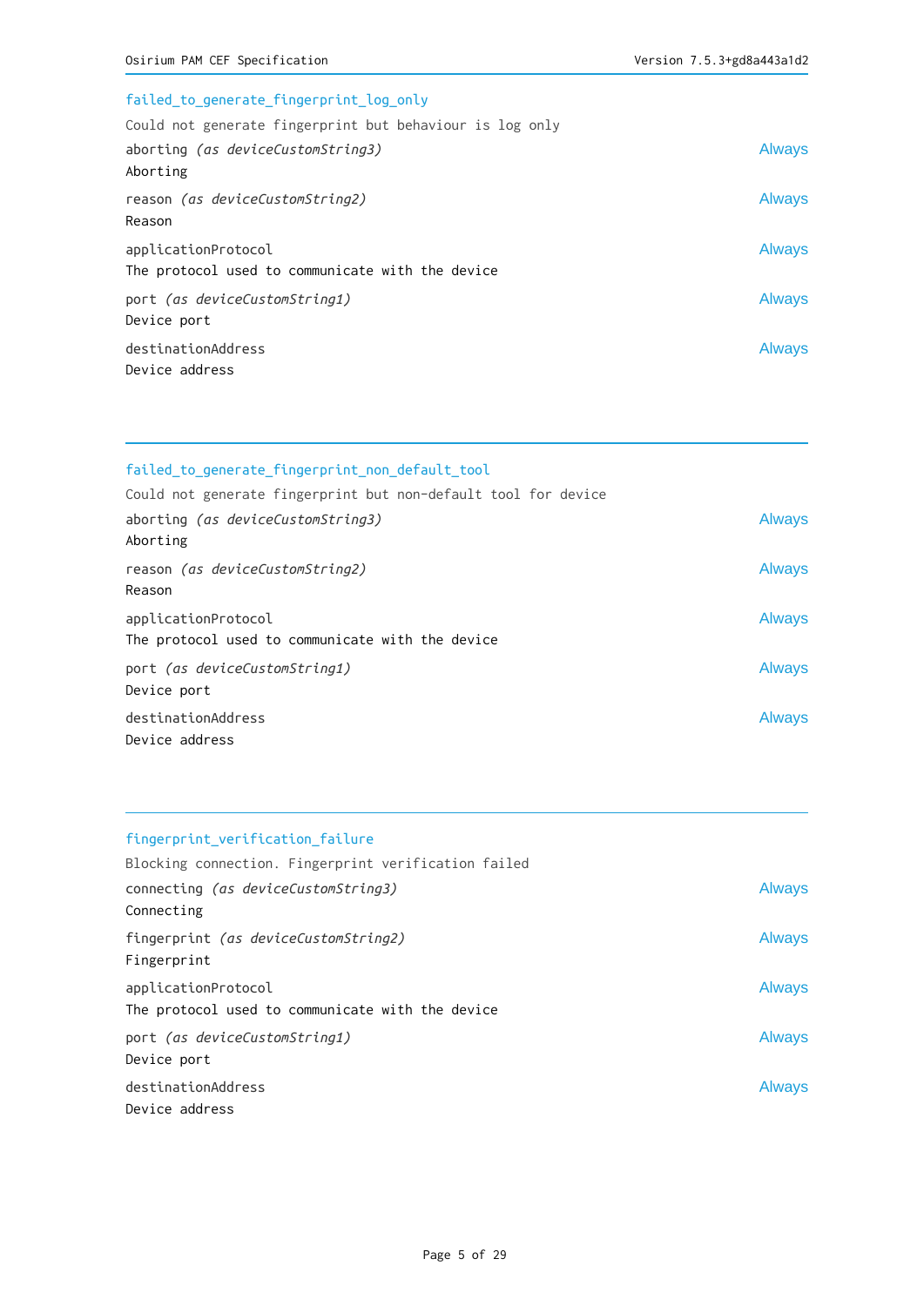### failed_to_generate_fingerprint_log_only

Could not generate fingerprint but behaviour is log only

| Field | Presence |
|---|---|
| aborting *(as deviceCustomString3)*<br>Aborting | Always |
| reason *(as deviceCustomString2)*<br>Reason | Always |
| applicationProtocol<br>The protocol used to communicate with the device | Always |
| port *(as deviceCustomString1)*<br>Device port | Always |
| destinationAddress<br>Device address | Always |

---

### failed_to_generate_fingerprint_non_default_tool

Could not generate fingerprint but non-default tool for device

| Field | Presence |
|---|---|
| aborting *(as deviceCustomString3)*<br>Aborting | Always |
| reason *(as deviceCustomString2)*<br>Reason | Always |
| applicationProtocol<br>The protocol used to communicate with the device | Always |
| port *(as deviceCustomString1)*<br>Device port | Always |
| destinationAddress<br>Device address | Always |

---

### fingerprint_verification_failure

Blocking connection. Fingerprint verification failed

| Field | Presence |
|---|---|
| connecting *(as deviceCustomString3)*<br>Connecting | Always |
| fingerprint *(as deviceCustomString2)*<br>Fingerprint | Always |
| applicationProtocol<br>The protocol used to communicate with the device | Always |
| port *(as deviceCustomString1)*<br>Device port | Always |
| destinationAddress<br>Device address | Always |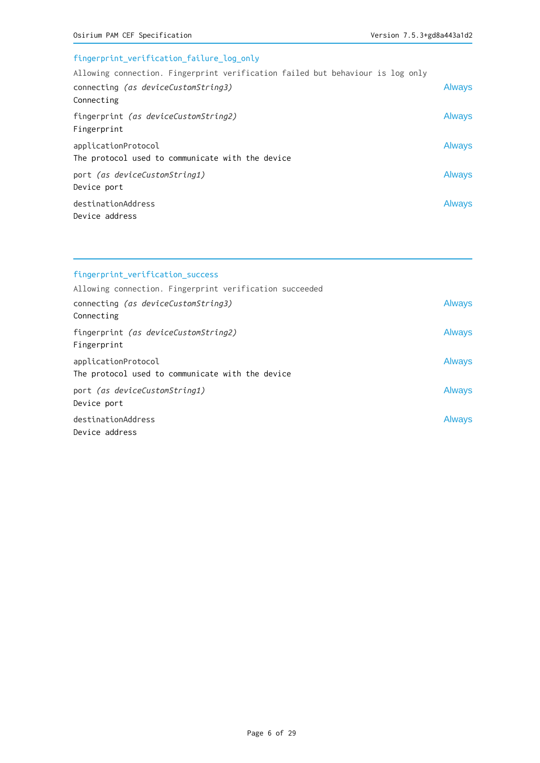### fingerprint_verification_failure_log_only

Allowing connection. Fingerprint verification failed but behaviour is log only

connecting *(as deviceCustomString3)* — Always
Connecting

fingerprint *(as deviceCustomString2)* — Always
Fingerprint

applicationProtocol — Always
The protocol used to communicate with the device

port *(as deviceCustomString1)* — Always
Device port

destinationAddress — Always
Device address

---

### fingerprint_verification_success

Allowing connection. Fingerprint verification succeeded

connecting *(as deviceCustomString3)* — Always
Connecting

fingerprint *(as deviceCustomString2)* — Always
Fingerprint

applicationProtocol — Always
The protocol used to communicate with the device

port *(as deviceCustomString1)* — Always
Device port

destinationAddress — Always
Device address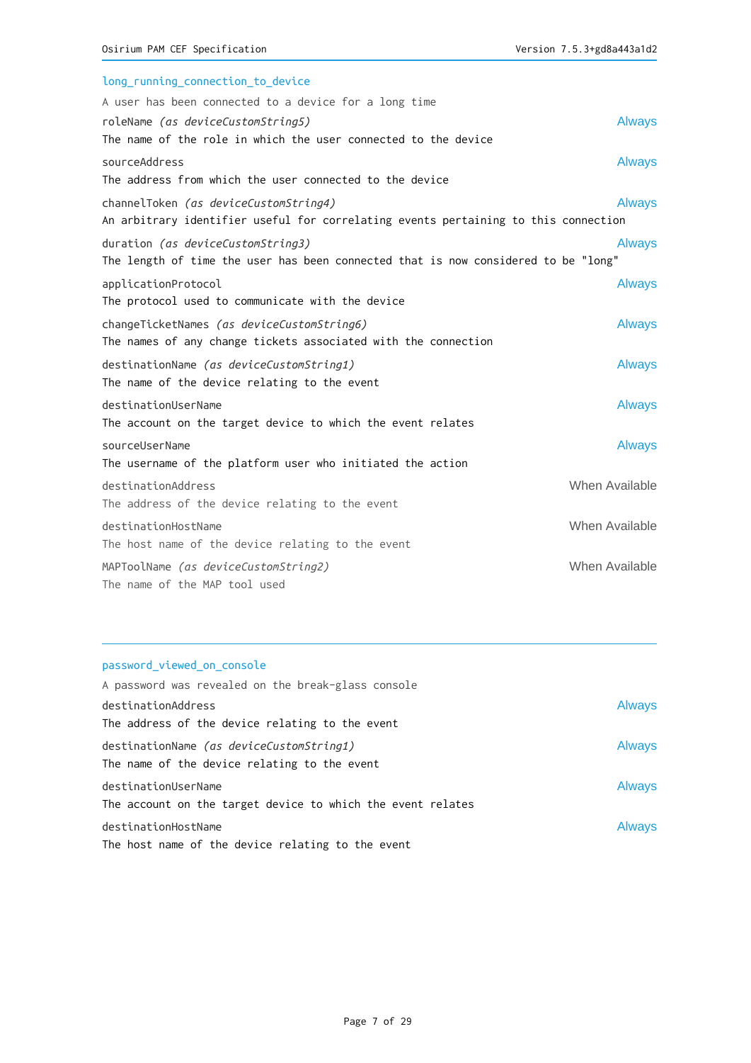### long_running_connection_to_device

A user has been connected to a device for a long time

roleName *(as deviceCustomString5)* — Always
The name of the role in which the user connected to the device

sourceAddress — Always
The address from which the user connected to the device

channelToken *(as deviceCustomString4)* — Always
An arbitrary identifier useful for correlating events pertaining to this connection

duration *(as deviceCustomString3)* — Always
The length of time the user has been connected that is now considered to be "long"

applicationProtocol — Always
The protocol used to communicate with the device

changeTicketNames *(as deviceCustomString6)* — Always
The names of any change tickets associated with the connection

destinationName *(as deviceCustomString1)* — Always
The name of the device relating to the event

destinationUserName — Always
The account on the target device to which the event relates

sourceUserName — Always
The username of the platform user who initiated the action

destinationAddress — When Available
The address of the device relating to the event

destinationHostName — When Available
The host name of the device relating to the event

MAPToolName *(as deviceCustomString2)* — When Available
The name of the MAP tool used

---

### password_viewed_on_console

A password was revealed on the break-glass console

destinationAddress — Always
The address of the device relating to the event

destinationName *(as deviceCustomString1)* — Always
The name of the device relating to the event

destinationUserName — Always
The account on the target device to which the event relates

destinationHostName — Always
The host name of the device relating to the event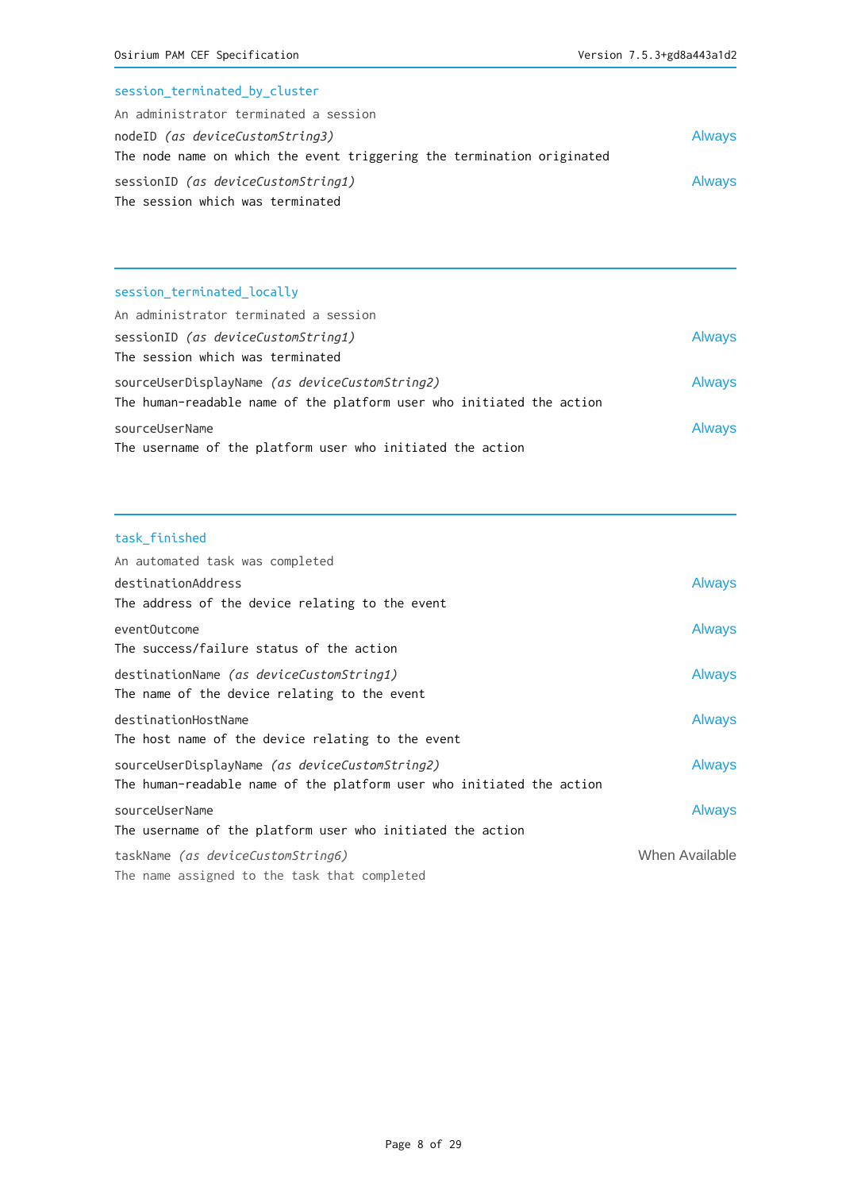### session_terminated_by_cluster

An administrator terminated a session

nodeID *(as deviceCustomString3)* — Always
The node name on which the event triggering the termination originated

sessionID *(as deviceCustomString1)* — Always
The session which was terminated

---

### session_terminated_locally

An administrator terminated a session

sessionID *(as deviceCustomString1)* — Always
The session which was terminated

sourceUserDisplayName *(as deviceCustomString2)* — Always
The human-readable name of the platform user who initiated the action

sourceUserName — Always
The username of the platform user who initiated the action

---

### task_finished

An automated task was completed

destinationAddress — Always
The address of the device relating to the event

eventOutcome — Always
The success/failure status of the action

destinationName *(as deviceCustomString1)* — Always
The name of the device relating to the event

destinationHostName — Always
The host name of the device relating to the event

sourceUserDisplayName *(as deviceCustomString2)* — Always
The human-readable name of the platform user who initiated the action

sourceUserName — Always
The username of the platform user who initiated the action

taskName *(as deviceCustomString6)* — When Available
The name assigned to the task that completed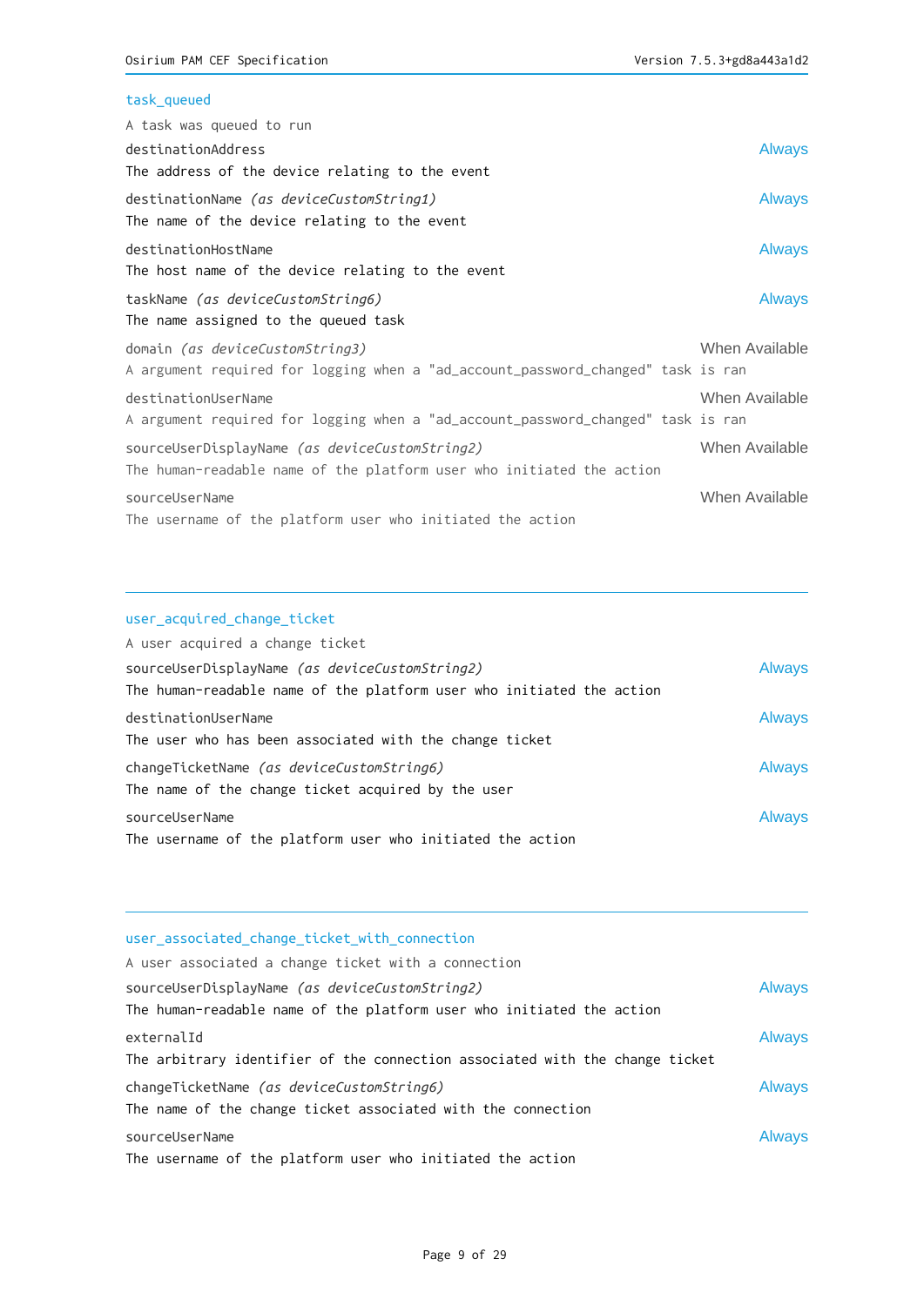### task_queued

A task was queued to run

destinationAddress — Always
The address of the device relating to the event

destinationName *(as deviceCustomString1)* — Always
The name of the device relating to the event

destinationHostName — Always
The host name of the device relating to the event

taskName *(as deviceCustomString6)* — Always
The name assigned to the queued task

domain *(as deviceCustomString3)* — When Available
A argument required for logging when a "ad_account_password_changed" task is ran

destinationUserName — When Available
A argument required for logging when a "ad_account_password_changed" task is ran

sourceUserDisplayName *(as deviceCustomString2)* — When Available
The human-readable name of the platform user who initiated the action

sourceUserName — When Available
The username of the platform user who initiated the action

---

### user_acquired_change_ticket

A user acquired a change ticket

sourceUserDisplayName *(as deviceCustomString2)* — Always
The human-readable name of the platform user who initiated the action

destinationUserName — Always
The user who has been associated with the change ticket

changeTicketName *(as deviceCustomString6)* — Always
The name of the change ticket acquired by the user

sourceUserName — Always
The username of the platform user who initiated the action

---

### user_associated_change_ticket_with_connection

A user associated a change ticket with a connection

sourceUserDisplayName *(as deviceCustomString2)* — Always
The human-readable name of the platform user who initiated the action

externalId — Always
The arbitrary identifier of the connection associated with the change ticket

changeTicketName *(as deviceCustomString6)* — Always
The name of the change ticket associated with the connection

sourceUserName — Always
The username of the platform user who initiated the action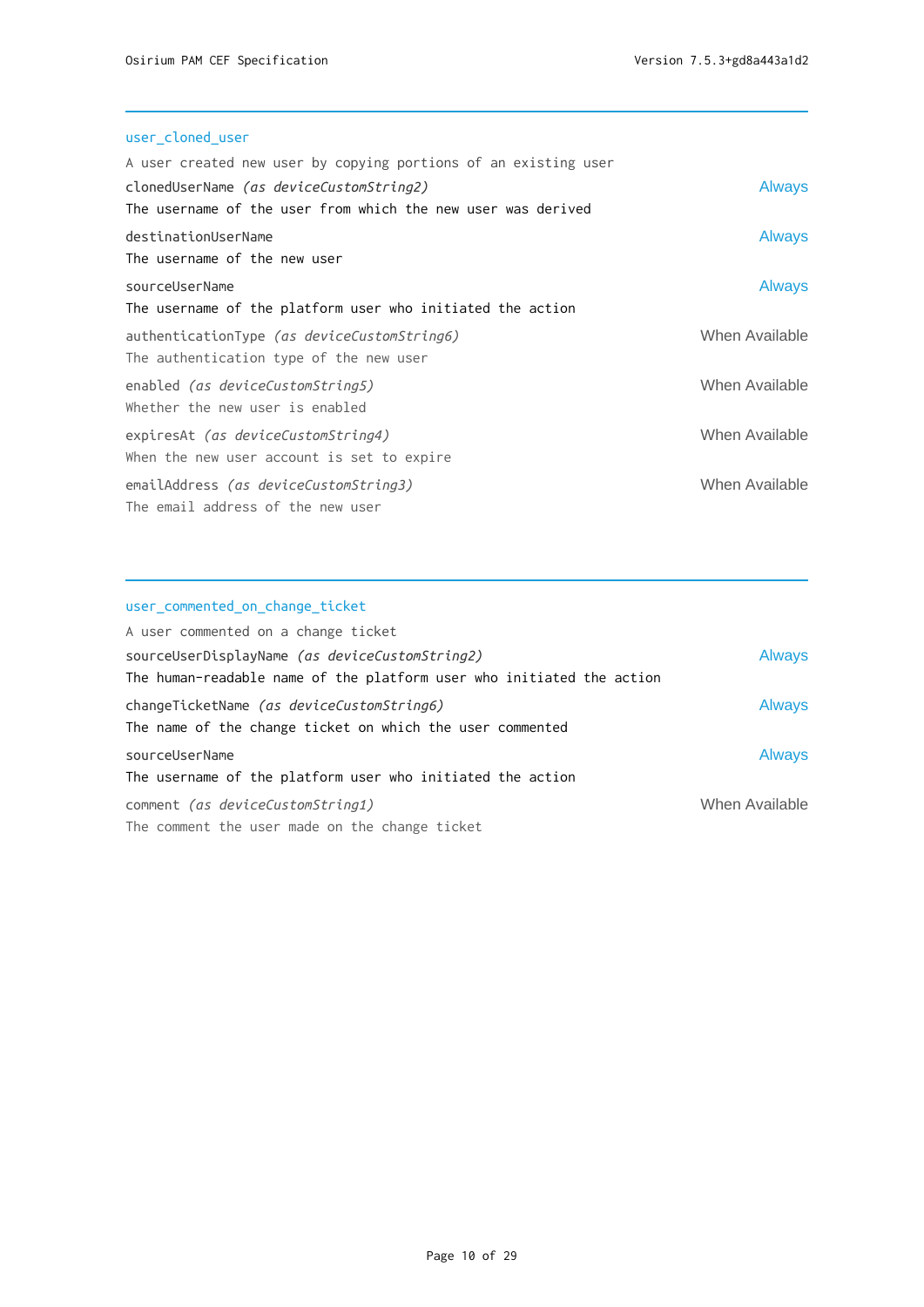## user_cloned_user

A user created new user by copying portions of an existing user

clonedUserName *(as deviceCustomString2)* — Always
The username of the user from which the new user was derived

destinationUserName — Always
The username of the new user

sourceUserName — Always
The username of the platform user who initiated the action

authenticationType *(as deviceCustomString6)* — When Available
The authentication type of the new user

enabled *(as deviceCustomString5)* — When Available
Whether the new user is enabled

expiresAt *(as deviceCustomString4)* — When Available
When the new user account is set to expire

emailAddress *(as deviceCustomString3)* — When Available
The email address of the new user

## user_commented_on_change_ticket

A user commented on a change ticket

sourceUserDisplayName *(as deviceCustomString2)* — Always
The human-readable name of the platform user who initiated the action

changeTicketName *(as deviceCustomString6)* — Always
The name of the change ticket on which the user commented

sourceUserName — Always
The username of the platform user who initiated the action

comment *(as deviceCustomString1)* — When Available
The comment the user made on the change ticket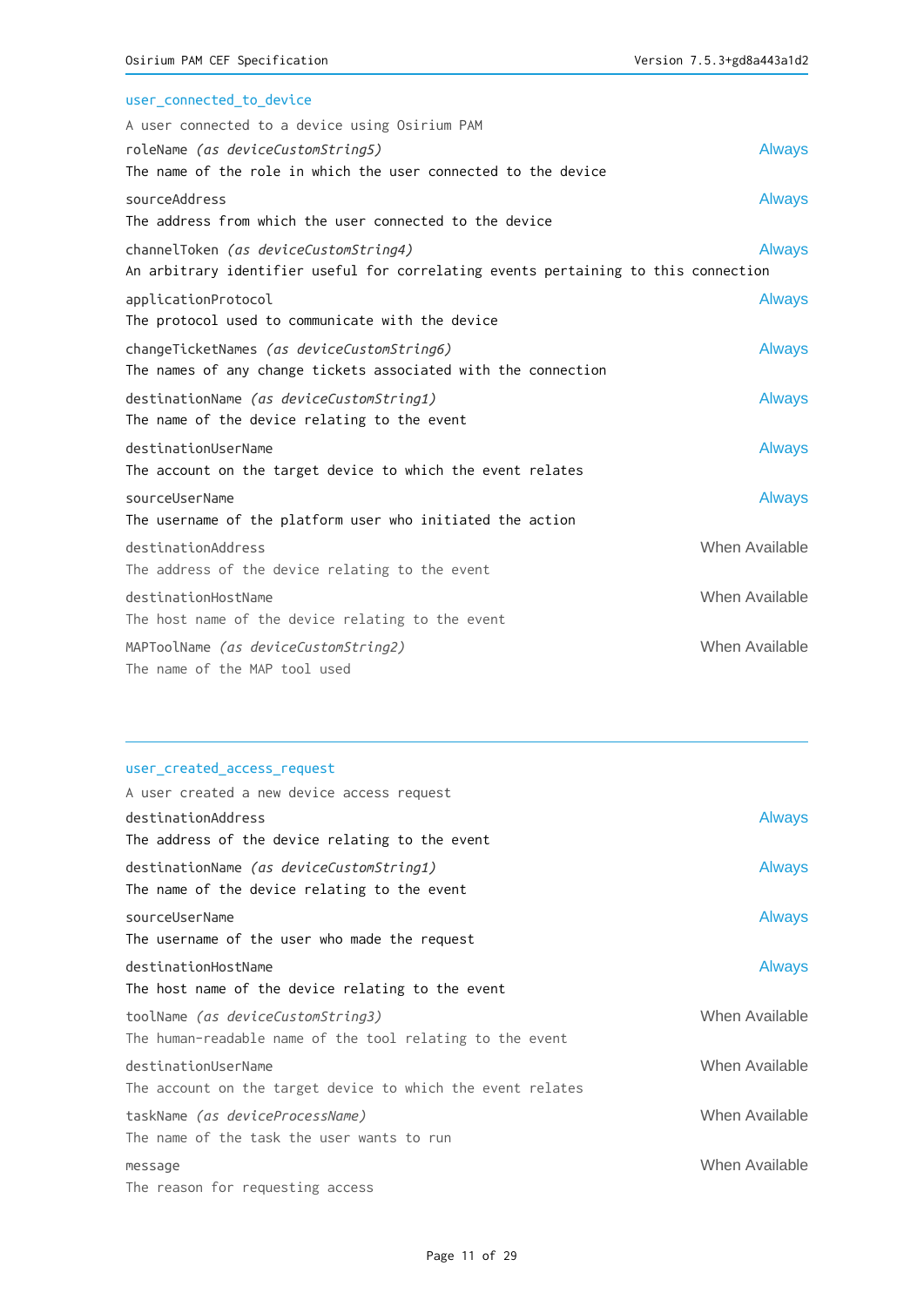### user_connected_to_device

A user connected to a device using Osirium PAM

roleName *(as deviceCustomString5)* — Always
The name of the role in which the user connected to the device

sourceAddress — Always
The address from which the user connected to the device

channelToken *(as deviceCustomString4)* — Always
An arbitrary identifier useful for correlating events pertaining to this connection

applicationProtocol — Always
The protocol used to communicate with the device

changeTicketNames *(as deviceCustomString6)* — Always
The names of any change tickets associated with the connection

destinationName *(as deviceCustomString1)* — Always
The name of the device relating to the event

destinationUserName — Always
The account on the target device to which the event relates

sourceUserName — Always
The username of the platform user who initiated the action

destinationAddress — When Available
The address of the device relating to the event

destinationHostName — When Available
The host name of the device relating to the event

MAPToolName *(as deviceCustomString2)* — When Available
The name of the MAP tool used

---

### user_created_access_request

A user created a new device access request

destinationAddress — Always
The address of the device relating to the event

destinationName *(as deviceCustomString1)* — Always
The name of the device relating to the event

sourceUserName — Always
The username of the user who made the request

destinationHostName — Always
The host name of the device relating to the event

toolName *(as deviceCustomString3)* — When Available
The human-readable name of the tool relating to the event

destinationUserName — When Available
The account on the target device to which the event relates

taskName *(as deviceProcessName)* — When Available
The name of the task the user wants to run

message — When Available
The reason for requesting access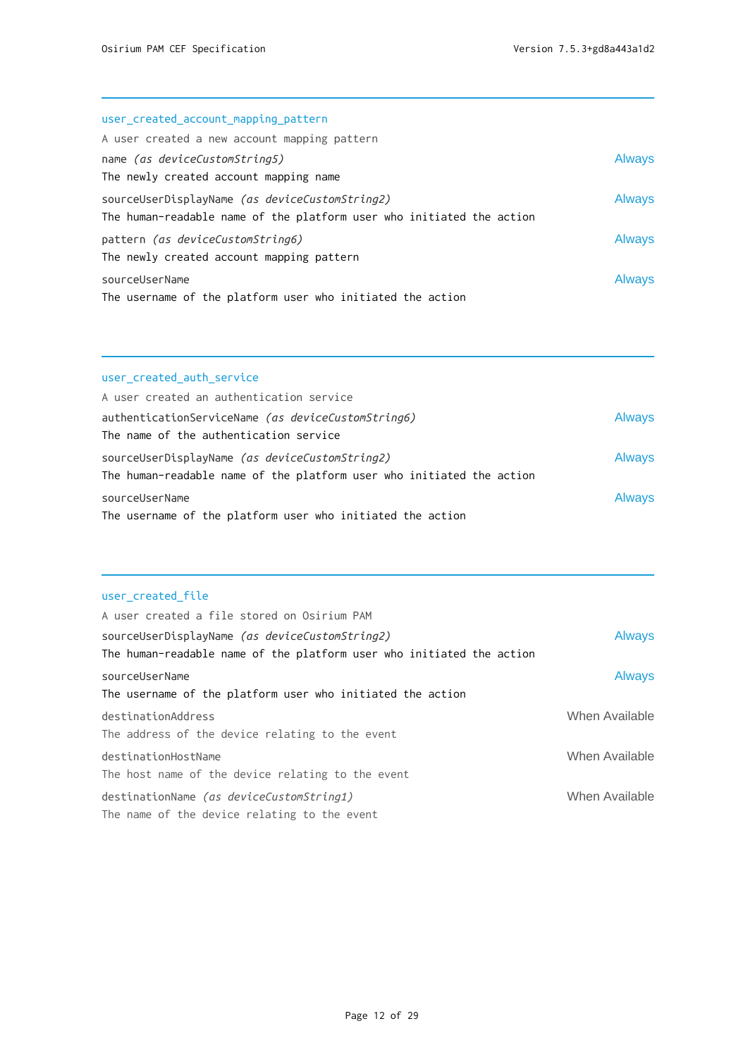## user_created_account_mapping_pattern

A user created a new account mapping pattern

| Field | Presence |
| --- | --- |
| name *(as deviceCustomString5)*<br>The newly created account mapping name | Always |
| sourceUserDisplayName *(as deviceCustomString2)*<br>The human-readable name of the platform user who initiated the action | Always |
| pattern *(as deviceCustomString6)*<br>The newly created account mapping pattern | Always |
| sourceUserName<br>The username of the platform user who initiated the action | Always |

## user_created_auth_service

A user created an authentication service

| Field | Presence |
| --- | --- |
| authenticationServiceName *(as deviceCustomString6)*<br>The name of the authentication service | Always |
| sourceUserDisplayName *(as deviceCustomString2)*<br>The human-readable name of the platform user who initiated the action | Always |
| sourceUserName<br>The username of the platform user who initiated the action | Always |

## user_created_file

A user created a file stored on Osirium PAM

| Field | Presence |
| --- | --- |
| sourceUserDisplayName *(as deviceCustomString2)*<br>The human-readable name of the platform user who initiated the action | Always |
| sourceUserName<br>The username of the platform user who initiated the action | Always |
| destinationAddress<br>The address of the device relating to the event | When Available |
| destinationHostName<br>The host name of the device relating to the event | When Available |
| destinationName *(as deviceCustomString1)*<br>The name of the device relating to the event | When Available |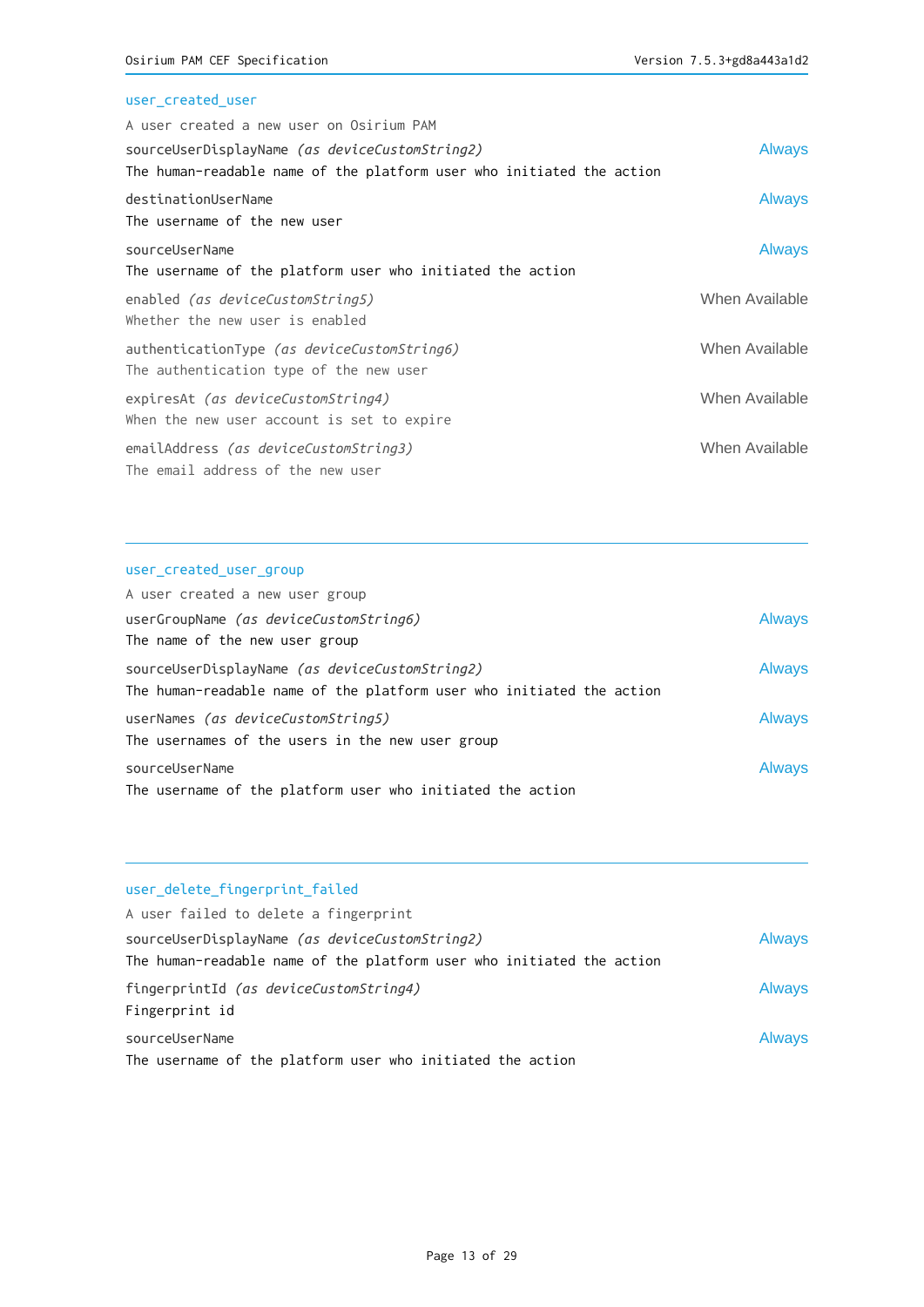### user_created_user

A user created a new user on Osirium PAM

sourceUserDisplayName *(as deviceCustomString2)* — Always
The human-readable name of the platform user who initiated the action

destinationUserName — Always
The username of the new user

sourceUserName — Always
The username of the platform user who initiated the action

enabled *(as deviceCustomString5)* — When Available
Whether the new user is enabled

authenticationType *(as deviceCustomString6)* — When Available
The authentication type of the new user

expiresAt *(as deviceCustomString4)* — When Available
When the new user account is set to expire

emailAddress *(as deviceCustomString3)* — When Available
The email address of the new user

---

### user_created_user_group

A user created a new user group

userGroupName *(as deviceCustomString6)* — Always
The name of the new user group

sourceUserDisplayName *(as deviceCustomString2)* — Always
The human-readable name of the platform user who initiated the action

userNames *(as deviceCustomString5)* — Always
The usernames of the users in the new user group

sourceUserName — Always
The username of the platform user who initiated the action

---

### user_delete_fingerprint_failed

A user failed to delete a fingerprint

sourceUserDisplayName *(as deviceCustomString2)* — Always
The human-readable name of the platform user who initiated the action

fingerprintId *(as deviceCustomString4)* — Always
Fingerprint id

sourceUserName — Always
The username of the platform user who initiated the action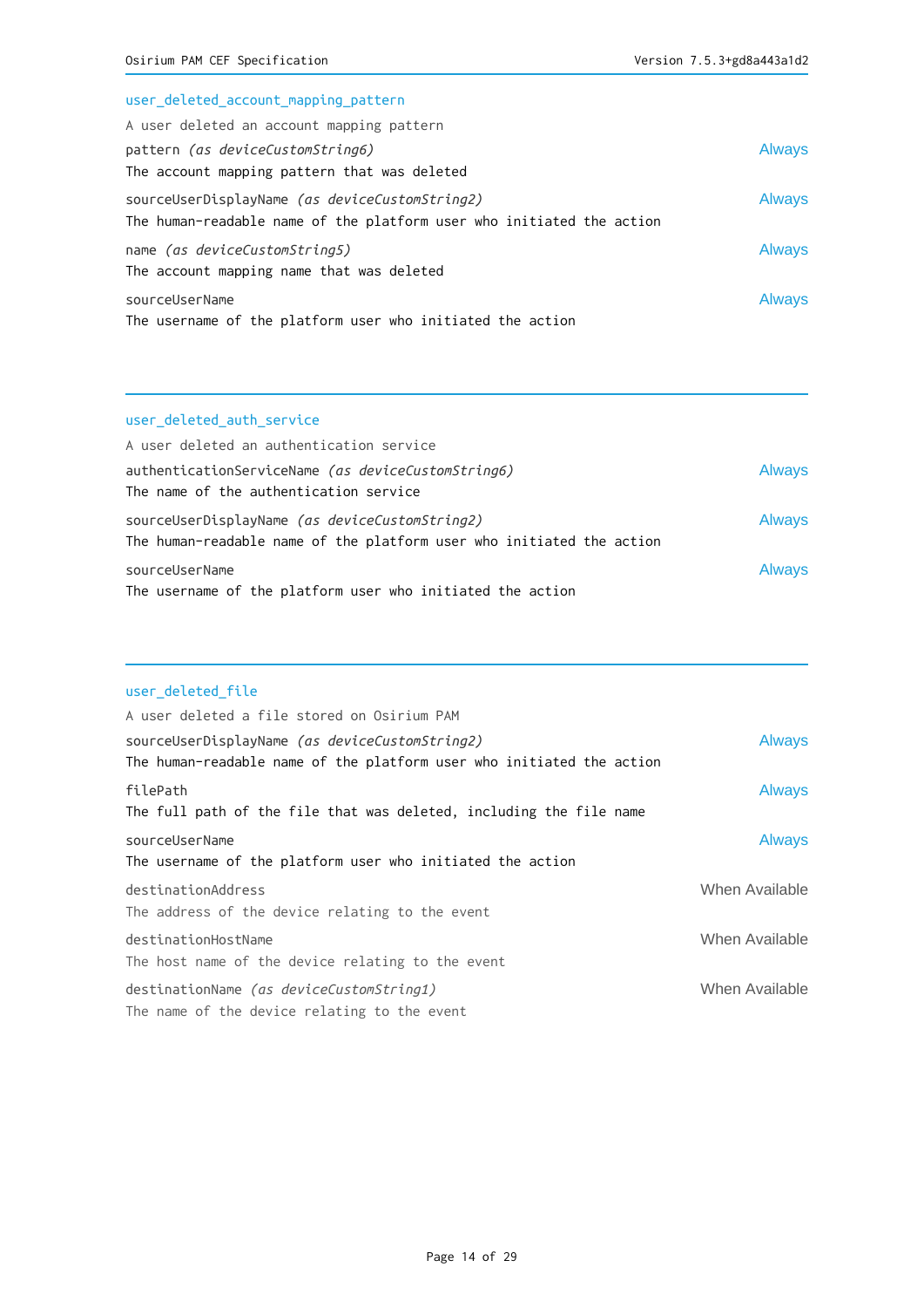### user_deleted_account_mapping_pattern

A user deleted an account mapping pattern

pattern *(as deviceCustomString6)* — Always
The account mapping pattern that was deleted

sourceUserDisplayName *(as deviceCustomString2)* — Always
The human-readable name of the platform user who initiated the action

name *(as deviceCustomString5)* — Always
The account mapping name that was deleted

sourceUserName — Always
The username of the platform user who initiated the action

---

### user_deleted_auth_service

A user deleted an authentication service

authenticationServiceName *(as deviceCustomString6)* — Always
The name of the authentication service

sourceUserDisplayName *(as deviceCustomString2)* — Always
The human-readable name of the platform user who initiated the action

sourceUserName — Always
The username of the platform user who initiated the action

---

### user_deleted_file

A user deleted a file stored on Osirium PAM

sourceUserDisplayName *(as deviceCustomString2)* — Always
The human-readable name of the platform user who initiated the action

filePath — Always
The full path of the file that was deleted, including the file name

sourceUserName — Always
The username of the platform user who initiated the action

destinationAddress — When Available
The address of the device relating to the event

destinationHostName — When Available
The host name of the device relating to the event

destinationName *(as deviceCustomString1)* — When Available
The name of the device relating to the event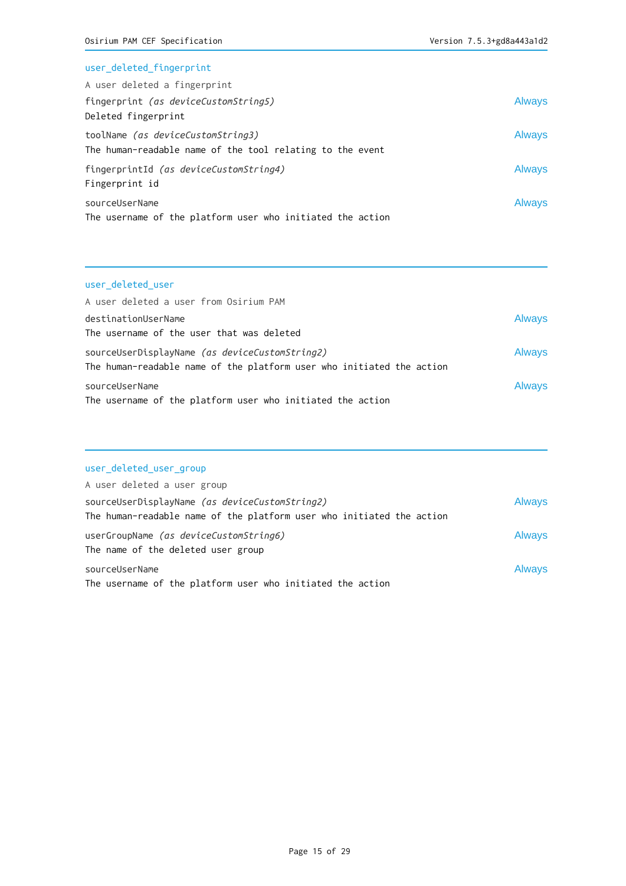### user_deleted_fingerprint

A user deleted a fingerprint

fingerprint *(as deviceCustomString5)* — Always
Deleted fingerprint

toolName *(as deviceCustomString3)* — Always
The human-readable name of the tool relating to the event

fingerprintId *(as deviceCustomString4)* — Always
Fingerprint id

sourceUserName — Always
The username of the platform user who initiated the action

---

### user_deleted_user

A user deleted a user from Osirium PAM

destinationUserName — Always
The username of the user that was deleted

sourceUserDisplayName *(as deviceCustomString2)* — Always
The human-readable name of the platform user who initiated the action

sourceUserName — Always
The username of the platform user who initiated the action

---

### user_deleted_user_group

A user deleted a user group

sourceUserDisplayName *(as deviceCustomString2)* — Always
The human-readable name of the platform user who initiated the action

userGroupName *(as deviceCustomString6)* — Always
The name of the deleted user group

sourceUserName — Always
The username of the platform user who initiated the action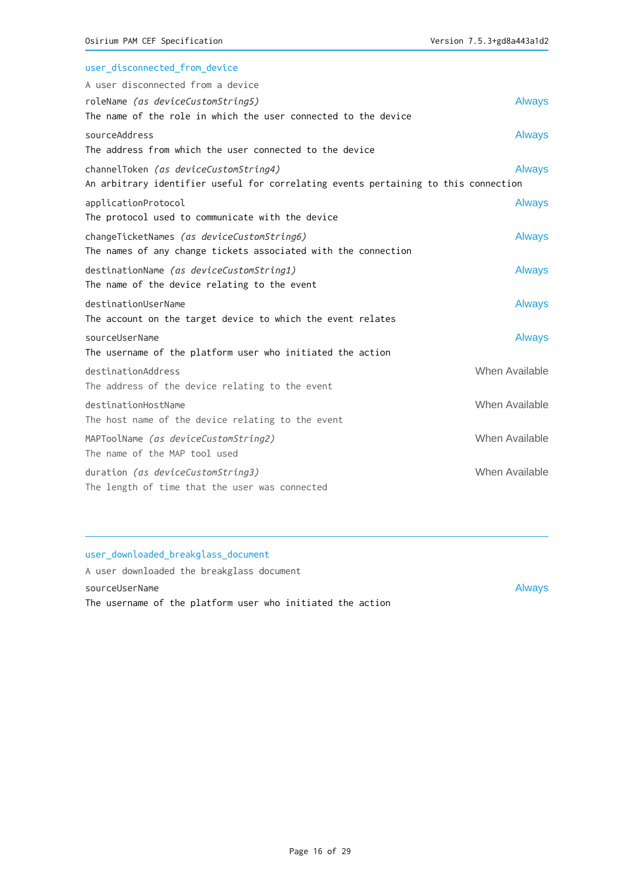### user_disconnected_from_device

A user disconnected from a device

roleName *(as deviceCustomString5)* — Always
The name of the role in which the user connected to the device

sourceAddress — Always
The address from which the user connected to the device

channelToken *(as deviceCustomString4)* — Always
An arbitrary identifier useful for correlating events pertaining to this connection

applicationProtocol — Always
The protocol used to communicate with the device

changeTicketNames *(as deviceCustomString6)* — Always
The names of any change tickets associated with the connection

destinationName *(as deviceCustomString1)* — Always
The name of the device relating to the event

destinationUserName — Always
The account on the target device to which the event relates

sourceUserName — Always
The username of the platform user who initiated the action

destinationAddress — When Available
The address of the device relating to the event

destinationHostName — When Available
The host name of the device relating to the event

MAPToolName *(as deviceCustomString2)* — When Available
The name of the MAP tool used

duration *(as deviceCustomString3)* — When Available
The length of time that the user was connected

---

### user_downloaded_breakglass_document

A user downloaded the breakglass document

sourceUserName — Always
The username of the platform user who initiated the action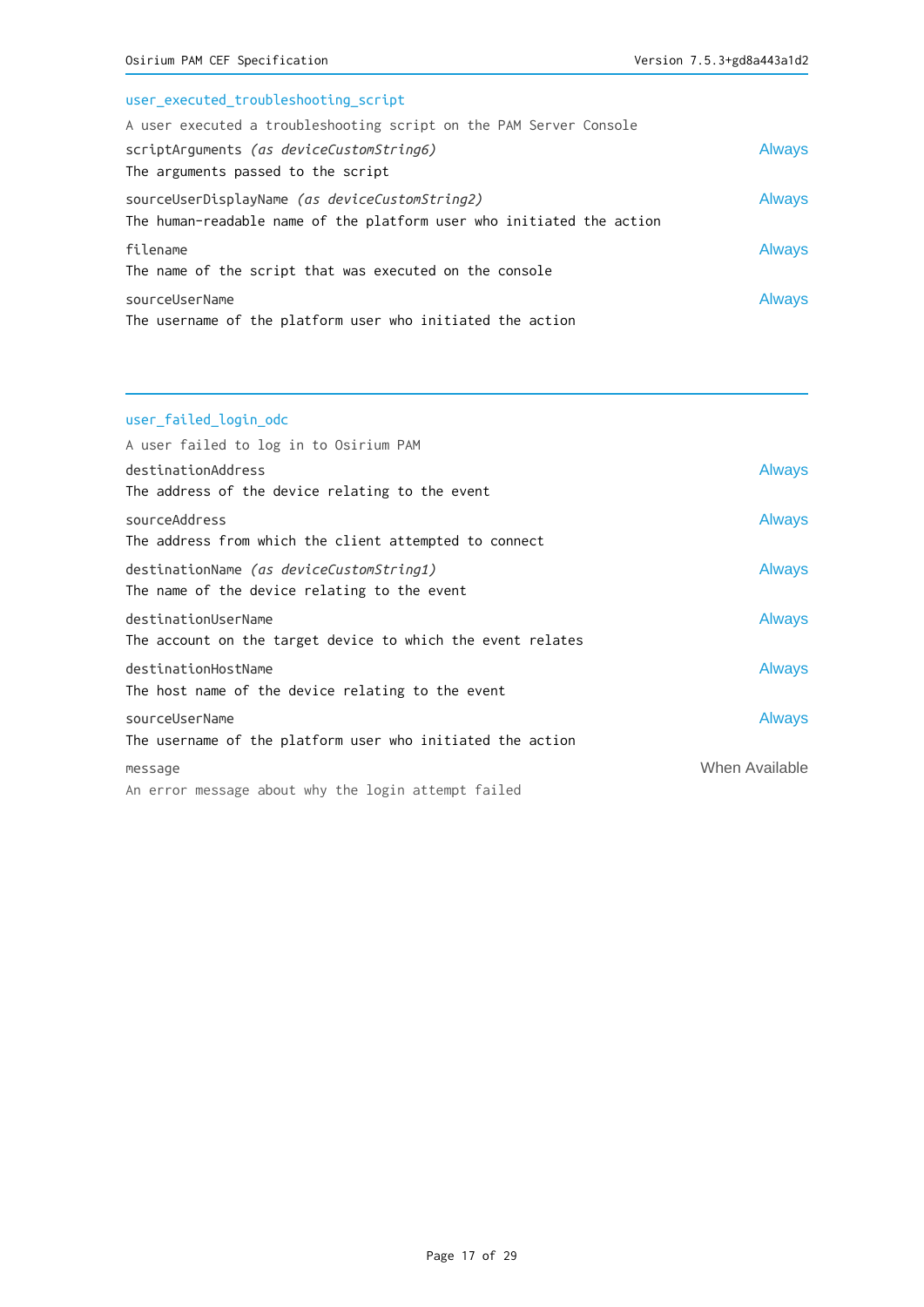### user_executed_troubleshooting_script

A user executed a troubleshooting script on the PAM Server Console

scriptArguments *(as deviceCustomString6)* — Always
The arguments passed to the script

sourceUserDisplayName *(as deviceCustomString2)* — Always
The human-readable name of the platform user who initiated the action

filename — Always
The name of the script that was executed on the console

sourceUserName — Always
The username of the platform user who initiated the action

---

### user_failed_login_odc

A user failed to log in to Osirium PAM

destinationAddress — Always
The address of the device relating to the event

sourceAddress — Always
The address from which the client attempted to connect

destinationName *(as deviceCustomString1)* — Always
The name of the device relating to the event

destinationUserName — Always
The account on the target device to which the event relates

destinationHostName — Always
The host name of the device relating to the event

sourceUserName — Always
The username of the platform user who initiated the action

message — When Available
An error message about why the login attempt failed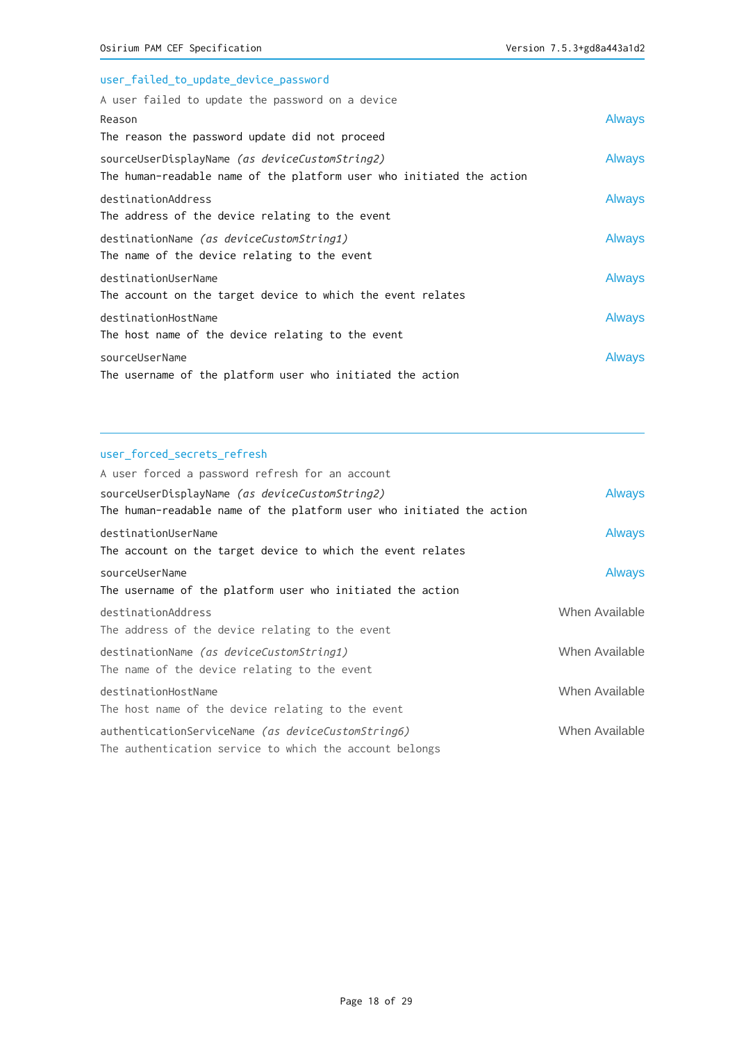### user_failed_to_update_device_password

A user failed to update the password on a device

| Field | Availability |
| --- | --- |
| Reason<br>The reason the password update did not proceed | Always |
| sourceUserDisplayName *(as deviceCustomString2)*<br>The human-readable name of the platform user who initiated the action | Always |
| destinationAddress<br>The address of the device relating to the event | Always |
| destinationName *(as deviceCustomString1)*<br>The name of the device relating to the event | Always |
| destinationUserName<br>The account on the target device to which the event relates | Always |
| destinationHostName<br>The host name of the device relating to the event | Always |
| sourceUserName<br>The username of the platform user who initiated the action | Always |

---

### user_forced_secrets_refresh

A user forced a password refresh for an account

| Field | Availability |
| --- | --- |
| sourceUserDisplayName *(as deviceCustomString2)*<br>The human-readable name of the platform user who initiated the action | Always |
| destinationUserName<br>The account on the target device to which the event relates | Always |
| sourceUserName<br>The username of the platform user who initiated the action | Always |
| destinationAddress<br>The address of the device relating to the event | When Available |
| destinationName *(as deviceCustomString1)*<br>The name of the device relating to the event | When Available |
| destinationHostName<br>The host name of the device relating to the event | When Available |
| authenticationServiceName *(as deviceCustomString6)*<br>The authentication service to which the account belongs | When Available |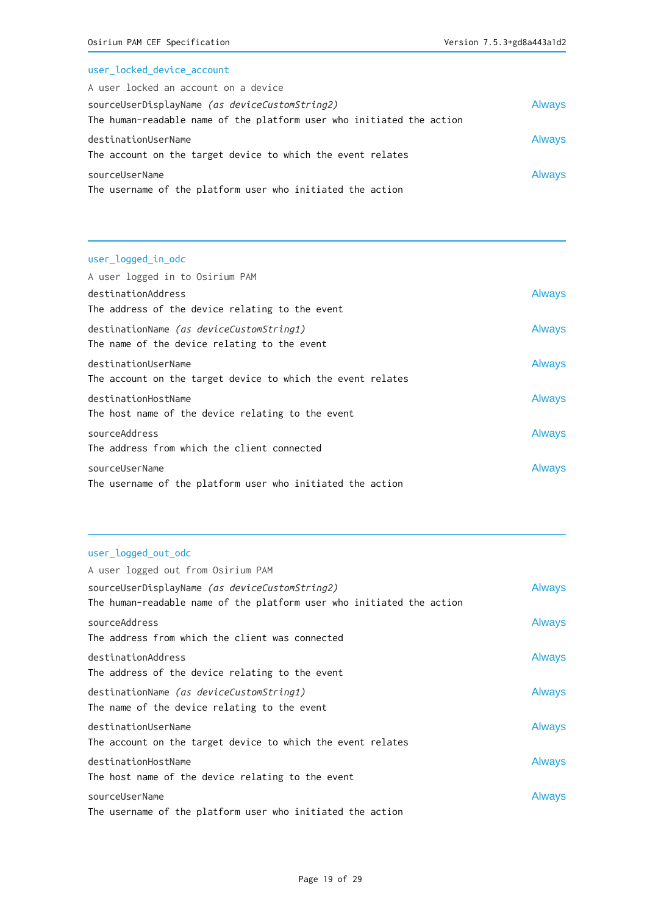### user_locked_device_account

A user locked an account on a device

| Field | Presence |
|---|---|
| sourceUserDisplayName *(as deviceCustomString2)*<br>The human-readable name of the platform user who initiated the action | Always |
| destinationUserName<br>The account on the target device to which the event relates | Always |
| sourceUserName<br>The username of the platform user who initiated the action | Always |

---

### user_logged_in_odc

A user logged in to Osirium PAM

| Field | Presence |
|---|---|
| destinationAddress<br>The address of the device relating to the event | Always |
| destinationName *(as deviceCustomString1)*<br>The name of the device relating to the event | Always |
| destinationUserName<br>The account on the target device to which the event relates | Always |
| destinationHostName<br>The host name of the device relating to the event | Always |
| sourceAddress<br>The address from which the client connected | Always |
| sourceUserName<br>The username of the platform user who initiated the action | Always |

---

### user_logged_out_odc

A user logged out from Osirium PAM

| Field | Presence |
|---|---|
| sourceUserDisplayName *(as deviceCustomString2)*<br>The human-readable name of the platform user who initiated the action | Always |
| sourceAddress<br>The address from which the client was connected | Always |
| destinationAddress<br>The address of the device relating to the event | Always |
| destinationName *(as deviceCustomString1)*<br>The name of the device relating to the event | Always |
| destinationUserName<br>The account on the target device to which the event relates | Always |
| destinationHostName<br>The host name of the device relating to the event | Always |
| sourceUserName<br>The username of the platform user who initiated the action | Always |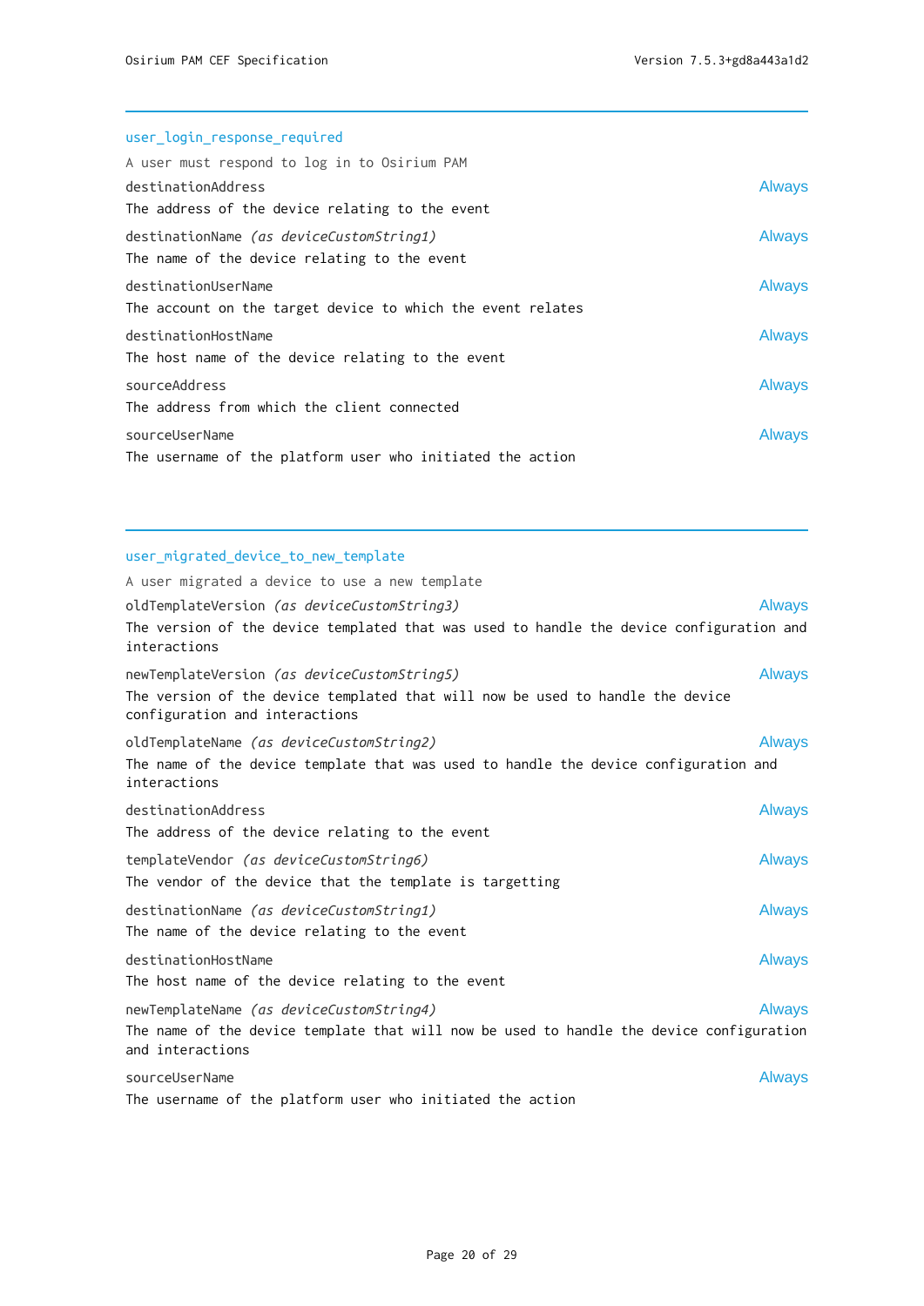---

### user_login_response_required

A user must respond to log in to Osirium PAM

**destinationAddress** — Always

The address of the device relating to the event

**destinationName** *(as deviceCustomString1)* — Always

The name of the device relating to the event

**destinationUserName** — Always

The account on the target device to which the event relates

**destinationHostName** — Always

The host name of the device relating to the event

**sourceAddress** — Always

The address from which the client connected

**sourceUserName** — Always

The username of the platform user who initiated the action

---

### user_migrated_device_to_new_template

A user migrated a device to use a new template

**oldTemplateVersion** *(as deviceCustomString3)* — Always

The version of the device templated that was used to handle the device configuration and interactions

**newTemplateVersion** *(as deviceCustomString5)* — Always

The version of the device templated that will now be used to handle the device configuration and interactions

**oldTemplateName** *(as deviceCustomString2)* — Always

The name of the device template that was used to handle the device configuration and interactions

**destinationAddress** — Always

The address of the device relating to the event

**templateVendor** *(as deviceCustomString6)* — Always

The vendor of the device that the template is targetting

**destinationName** *(as deviceCustomString1)* — Always

The name of the device relating to the event

**destinationHostName** — Always

The host name of the device relating to the event

**newTemplateName** *(as deviceCustomString4)* — Always

The name of the device template that will now be used to handle the device configuration and interactions

**sourceUserName** — Always

The username of the platform user who initiated the action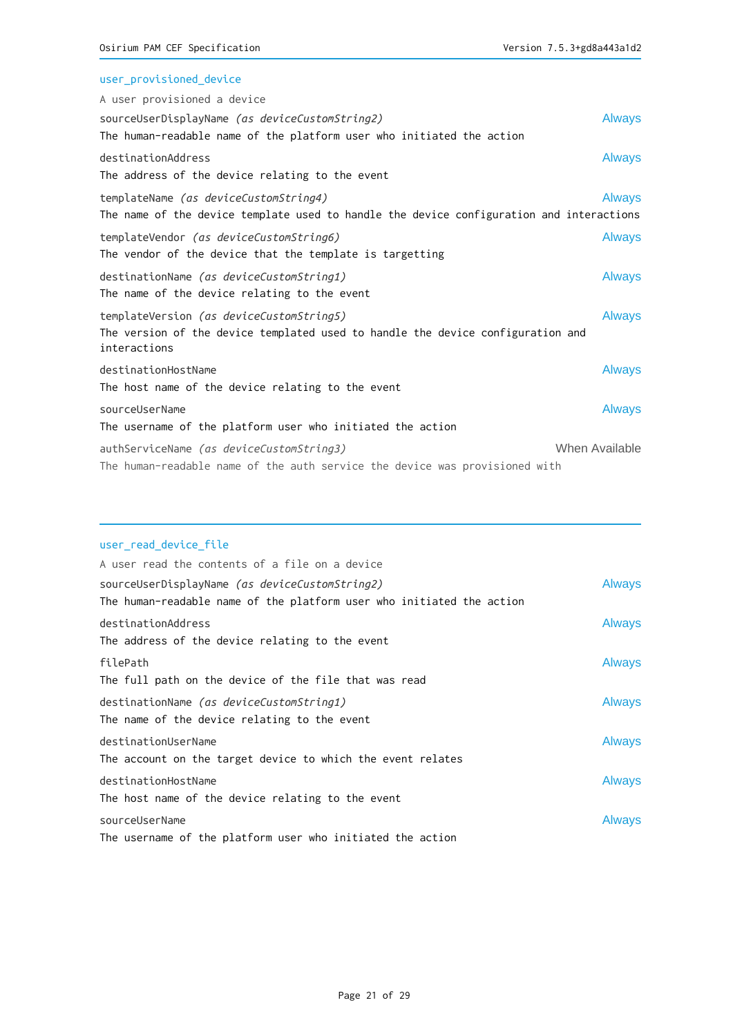## user_provisioned_device

A user provisioned a device

sourceUserDisplayName *(as deviceCustomString2)* — Always
The human-readable name of the platform user who initiated the action

destinationAddress — Always
The address of the device relating to the event

templateName *(as deviceCustomString4)* — Always
The name of the device template used to handle the device configuration and interactions

templateVendor *(as deviceCustomString6)* — Always
The vendor of the device that the template is targetting

destinationName *(as deviceCustomString1)* — Always
The name of the device relating to the event

templateVersion *(as deviceCustomString5)* — Always
The version of the device templated used to handle the device configuration and interactions

destinationHostName — Always
The host name of the device relating to the event

sourceUserName — Always
The username of the platform user who initiated the action

authServiceName *(as deviceCustomString3)* — When Available
The human-readable name of the auth service the device was provisioned with

---

## user_read_device_file

A user read the contents of a file on a device

sourceUserDisplayName *(as deviceCustomString2)* — Always
The human-readable name of the platform user who initiated the action

destinationAddress — Always
The address of the device relating to the event

filePath — Always
The full path on the device of the file that was read

destinationName *(as deviceCustomString1)* — Always
The name of the device relating to the event

destinationUserName — Always
The account on the target device to which the event relates

destinationHostName — Always
The host name of the device relating to the event

sourceUserName — Always
The username of the platform user who initiated the action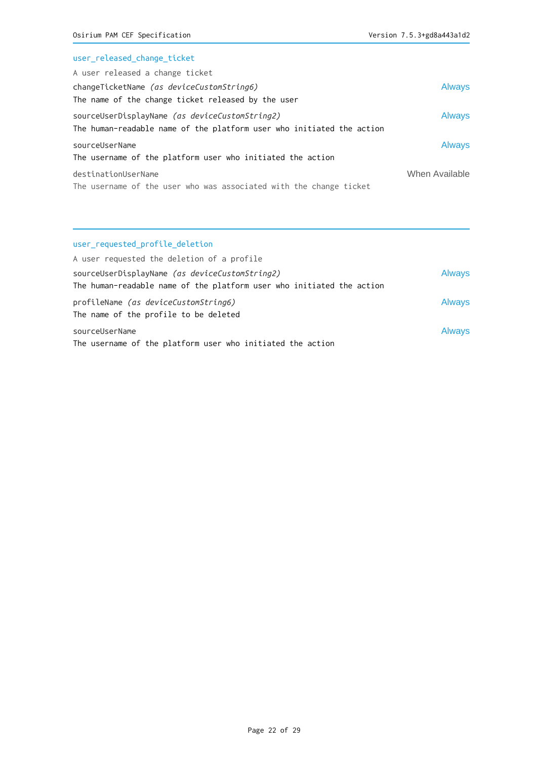### user_released_change_ticket

A user released a change ticket

changeTicketName *(as deviceCustomString6)* — Always
The name of the change ticket released by the user

sourceUserDisplayName *(as deviceCustomString2)* — Always
The human-readable name of the platform user who initiated the action

sourceUserName — Always
The username of the platform user who initiated the action

destinationUserName — When Available
The username of the user who was associated with the change ticket

---

### user_requested_profile_deletion

A user requested the deletion of a profile

sourceUserDisplayName *(as deviceCustomString2)* — Always
The human-readable name of the platform user who initiated the action

profileName *(as deviceCustomString6)* — Always
The name of the profile to be deleted

sourceUserName — Always
The username of the platform user who initiated the action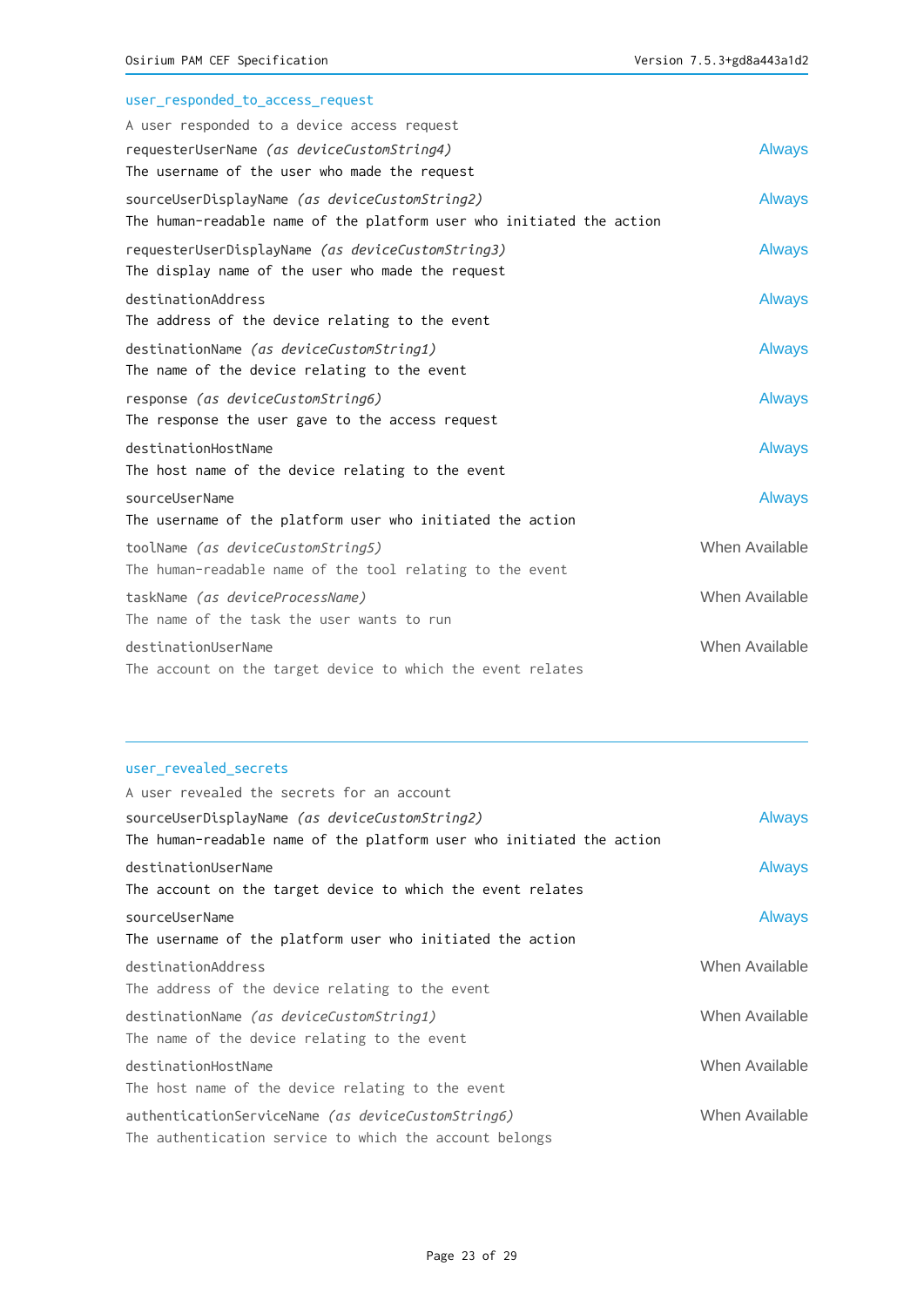### user_responded_to_access_request

A user responded to a device access request

| Field | Presence |
|---|---|
| requesterUserName *(as deviceCustomString4)*<br>The username of the user who made the request | Always |
| sourceUserDisplayName *(as deviceCustomString2)*<br>The human-readable name of the platform user who initiated the action | Always |
| requesterUserDisplayName *(as deviceCustomString3)*<br>The display name of the user who made the request | Always |
| destinationAddress<br>The address of the device relating to the event | Always |
| destinationName *(as deviceCustomString1)*<br>The name of the device relating to the event | Always |
| response *(as deviceCustomString6)*<br>The response the user gave to the access request | Always |
| destinationHostName<br>The host name of the device relating to the event | Always |
| sourceUserName<br>The username of the platform user who initiated the action | Always |
| toolName *(as deviceCustomString5)*<br>The human-readable name of the tool relating to the event | When Available |
| taskName *(as deviceProcessName)*<br>The name of the task the user wants to run | When Available |
| destinationUserName<br>The account on the target device to which the event relates | When Available |

---

### user_revealed_secrets

A user revealed the secrets for an account

| Field | Presence |
|---|---|
| sourceUserDisplayName *(as deviceCustomString2)*<br>The human-readable name of the platform user who initiated the action | Always |
| destinationUserName<br>The account on the target device to which the event relates | Always |
| sourceUserName<br>The username of the platform user who initiated the action | Always |
| destinationAddress<br>The address of the device relating to the event | When Available |
| destinationName *(as deviceCustomString1)*<br>The name of the device relating to the event | When Available |
| destinationHostName<br>The host name of the device relating to the event | When Available |
| authenticationServiceName *(as deviceCustomString6)*<br>The authentication service to which the account belongs | When Available |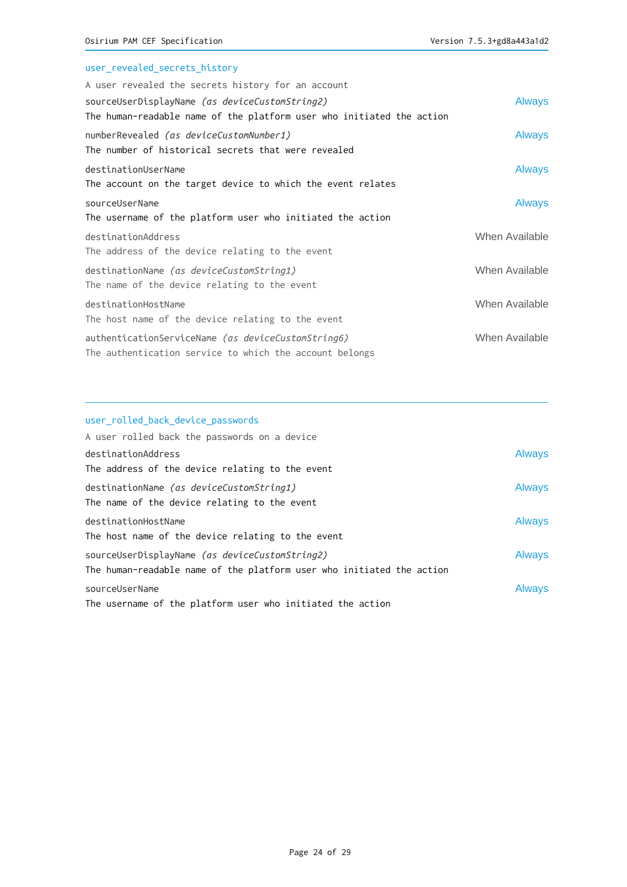### user_revealed_secrets_history

A user revealed the secrets history for an account

sourceUserDisplayName *(as deviceCustomString2)* — Always
The human-readable name of the platform user who initiated the action

numberRevealed *(as deviceCustomNumber1)* — Always
The number of historical secrets that were revealed

destinationUserName — Always
The account on the target device to which the event relates

sourceUserName — Always
The username of the platform user who initiated the action

destinationAddress — When Available
The address of the device relating to the event

destinationName *(as deviceCustomString1)* — When Available
The name of the device relating to the event

destinationHostName — When Available
The host name of the device relating to the event

authenticationServiceName *(as deviceCustomString6)* — When Available
The authentication service to which the account belongs

---

### user_rolled_back_device_passwords

A user rolled back the passwords on a device

destinationAddress — Always
The address of the device relating to the event

destinationName *(as deviceCustomString1)* — Always
The name of the device relating to the event

destinationHostName — Always
The host name of the device relating to the event

sourceUserDisplayName *(as deviceCustomString2)* — Always
The human-readable name of the platform user who initiated the action

sourceUserName — Always
The username of the platform user who initiated the action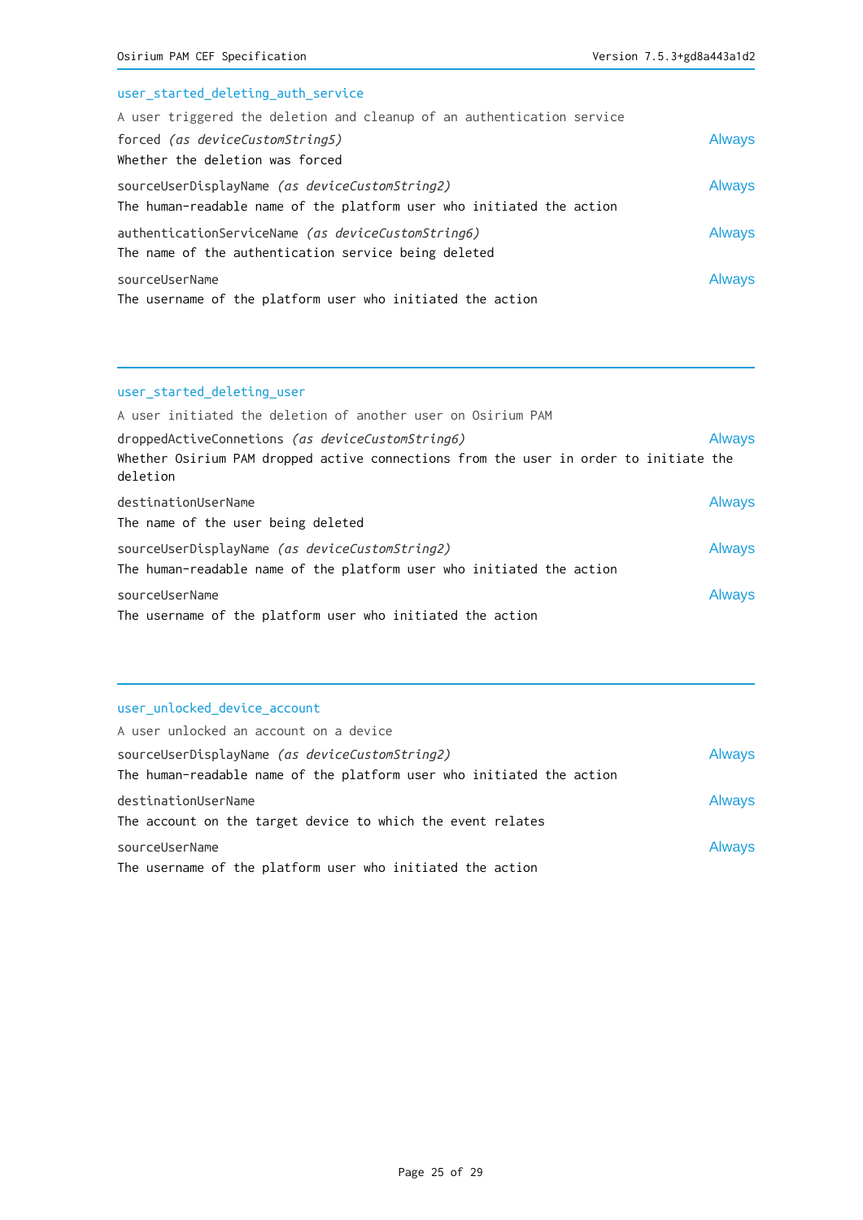### user_started_deleting_auth_service

A user triggered the deletion and cleanup of an authentication service

forced *(as deviceCustomString5)* — Always
Whether the deletion was forced

sourceUserDisplayName *(as deviceCustomString2)* — Always
The human-readable name of the platform user who initiated the action

authenticationServiceName *(as deviceCustomString6)* — Always
The name of the authentication service being deleted

sourceUserName — Always
The username of the platform user who initiated the action

---

### user_started_deleting_user

A user initiated the deletion of another user on Osirium PAM

droppedActiveConnetions *(as deviceCustomString6)* — Always
Whether Osirium PAM dropped active connections from the user in order to initiate the deletion

destinationUserName — Always
The name of the user being deleted

sourceUserDisplayName *(as deviceCustomString2)* — Always
The human-readable name of the platform user who initiated the action

sourceUserName — Always
The username of the platform user who initiated the action

---

### user_unlocked_device_account

A user unlocked an account on a device

sourceUserDisplayName *(as deviceCustomString2)* — Always
The human-readable name of the platform user who initiated the action

destinationUserName — Always
The account on the target device to which the event relates

sourceUserName — Always
The username of the platform user who initiated the action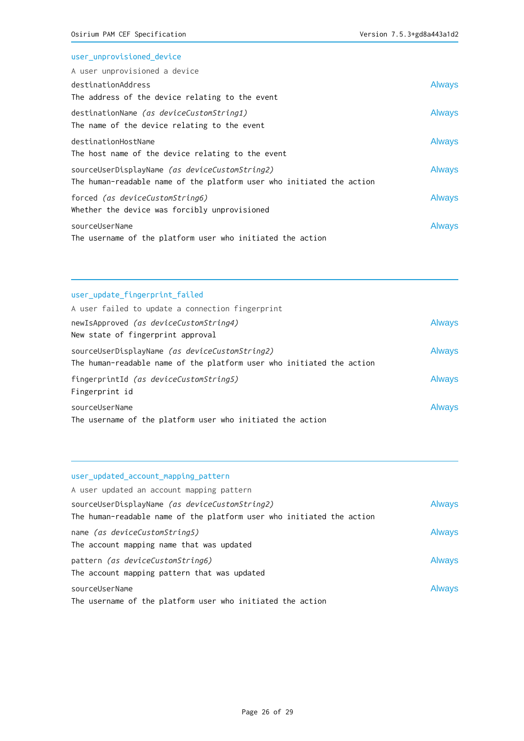### user_unprovisioned_device

A user unprovisioned a device

destinationAddress — Always
The address of the device relating to the event

destinationName *(as deviceCustomString1)* — Always
The name of the device relating to the event

destinationHostName — Always
The host name of the device relating to the event

sourceUserDisplayName *(as deviceCustomString2)* — Always
The human-readable name of the platform user who initiated the action

forced *(as deviceCustomString6)* — Always
Whether the device was forcibly unprovisioned

sourceUserName — Always
The username of the platform user who initiated the action

---

### user_update_fingerprint_failed

A user failed to update a connection fingerprint

newIsApproved *(as deviceCustomString4)* — Always
New state of fingerprint approval

sourceUserDisplayName *(as deviceCustomString2)* — Always
The human-readable name of the platform user who initiated the action

fingerprintId *(as deviceCustomString5)* — Always
Fingerprint id

sourceUserName — Always
The username of the platform user who initiated the action

---

### user_updated_account_mapping_pattern

A user updated an account mapping pattern

sourceUserDisplayName *(as deviceCustomString2)* — Always
The human-readable name of the platform user who initiated the action

name *(as deviceCustomString5)* — Always
The account mapping name that was updated

pattern *(as deviceCustomString6)* — Always
The account mapping pattern that was updated

sourceUserName — Always
The username of the platform user who initiated the action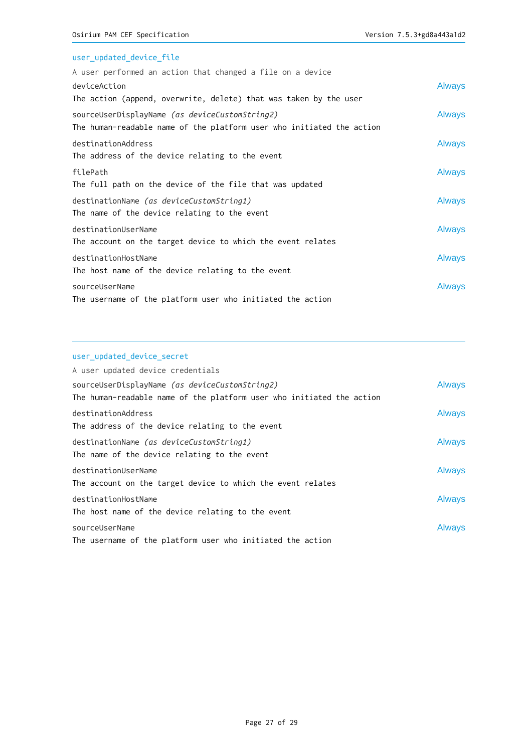### user_updated_device_file

A user performed an action that changed a file on a device

deviceAction — Always
The action (append, overwrite, delete) that was taken by the user

sourceUserDisplayName *(as deviceCustomString2)* — Always
The human-readable name of the platform user who initiated the action

destinationAddress — Always
The address of the device relating to the event

filePath — Always
The full path on the device of the file that was updated

destinationName *(as deviceCustomString1)* — Always
The name of the device relating to the event

destinationUserName — Always
The account on the target device to which the event relates

destinationHostName — Always
The host name of the device relating to the event

sourceUserName — Always
The username of the platform user who initiated the action

---

### user_updated_device_secret

A user updated device credentials

sourceUserDisplayName *(as deviceCustomString2)* — Always
The human-readable name of the platform user who initiated the action

destinationAddress — Always
The address of the device relating to the event

destinationName *(as deviceCustomString1)* — Always
The name of the device relating to the event

destinationUserName — Always
The account on the target device to which the event relates

destinationHostName — Always
The host name of the device relating to the event

sourceUserName — Always
The username of the platform user who initiated the action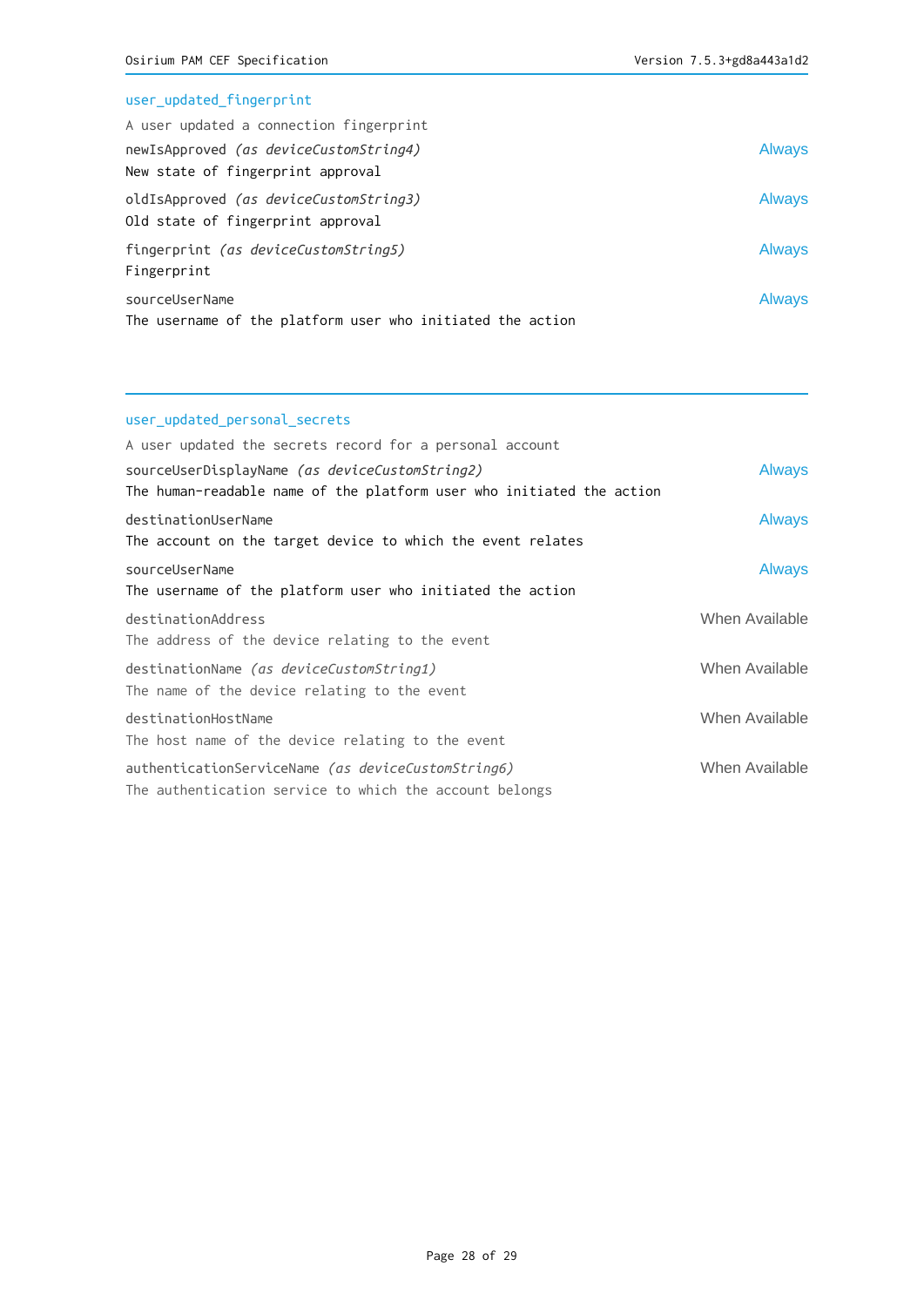### user_updated_fingerprint

A user updated a connection fingerprint

newIsApproved *(as deviceCustomString4)* — Always
New state of fingerprint approval

oldIsApproved *(as deviceCustomString3)* — Always
Old state of fingerprint approval

fingerprint *(as deviceCustomString5)* — Always
Fingerprint

sourceUserName — Always
The username of the platform user who initiated the action

---

### user_updated_personal_secrets

A user updated the secrets record for a personal account

sourceUserDisplayName *(as deviceCustomString2)* — Always
The human-readable name of the platform user who initiated the action

destinationUserName — Always
The account on the target device to which the event relates

sourceUserName — Always
The username of the platform user who initiated the action

destinationAddress — When Available
The address of the device relating to the event

destinationName *(as deviceCustomString1)* — When Available
The name of the device relating to the event

destinationHostName — When Available
The host name of the device relating to the event

authenticationServiceName *(as deviceCustomString6)* — When Available
The authentication service to which the account belongs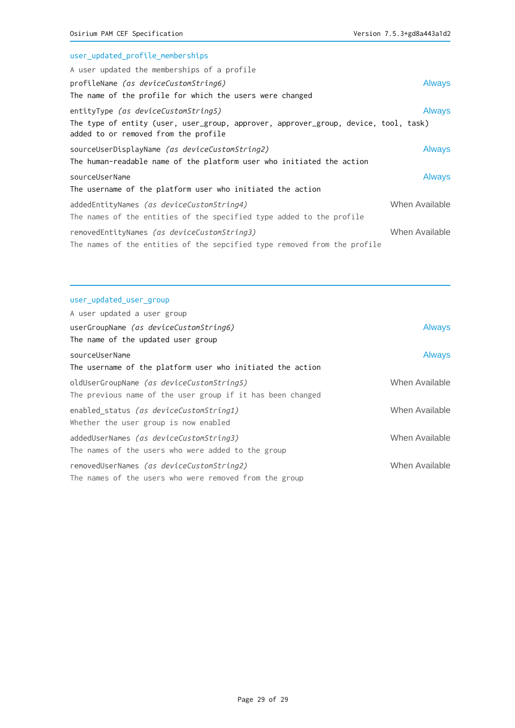### user_updated_profile_memberships

A user updated the memberships of a profile

profileName *(as deviceCustomString6)* — Always
The name of the profile for which the users were changed

entityType *(as deviceCustomString5)* — Always
The type of entity (user, user_group, approver, approver_group, device, tool, task) added to or removed from the profile

sourceUserDisplayName *(as deviceCustomString2)* — Always
The human-readable name of the platform user who initiated the action

sourceUserName — Always
The username of the platform user who initiated the action

addedEntityNames *(as deviceCustomString4)* — When Available
The names of the entities of the specified type added to the profile

removedEntityNames *(as deviceCustomString3)* — When Available
The names of the entities of the sepcified type removed from the profile

---

### user_updated_user_group

A user updated a user group

userGroupName *(as deviceCustomString6)* — Always
The name of the updated user group

sourceUserName — Always
The username of the platform user who initiated the action

oldUserGroupName *(as deviceCustomString5)* — When Available
The previous name of the user group if it has been changed

enabled_status *(as deviceCustomString1)* — When Available
Whether the user group is now enabled

addedUserNames *(as deviceCustomString3)* — When Available
The names of the users who were added to the group

removedUserNames *(as deviceCustomString2)* — When Available
The names of the users who were removed from the group